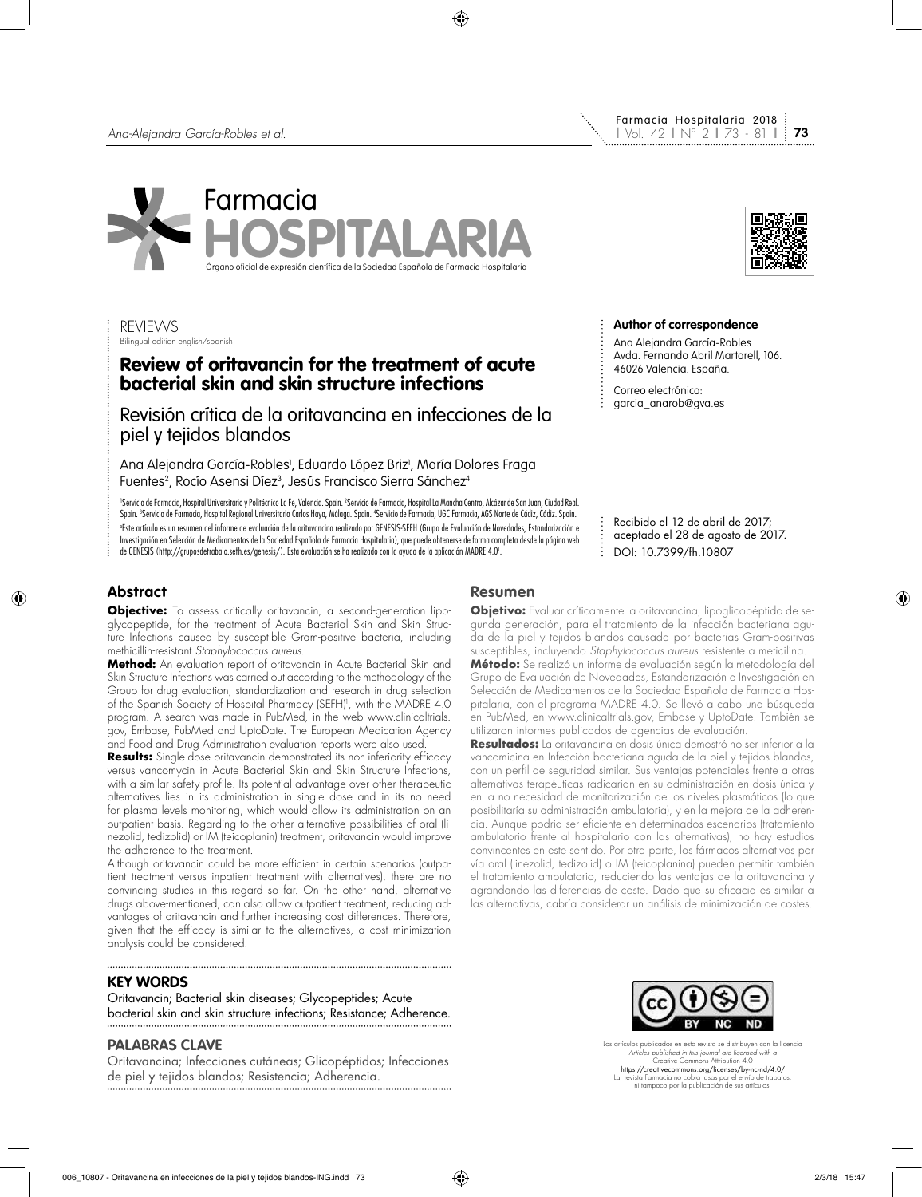Farmacia HOSPITALARIA

Órgano oficial de expresión científica de la Sociedad Española de Farmacia Hospitalaria

REVIEWS
Bilingual edition english/spanish

# Review of oritavancin for the treatment of acute bacterial skin and skin structure infections

## Revisión crítica de la oritavancina en infecciones de la piel y tejidos blandos

Ana Alejandra García-Robles[1], Eduardo López Briz[1], María Dolores Fraga Fuentes[2], Rocío Asensi Díez[3], Jesús Francisco Sierra Sánchez[4]

[1]Servicio de Farmacia, Hospital Universitario y Politécnico La Fe, Valencia. Spain. [2]Servicio de Farmacia, Hospital La Mancha Centro, Alcázar de San Juan, Ciudad Real. Spain. [3]Servicio de Farmacia, Hospital Regional Universitario Carlos Haya, Málaga. Spain. [4]Servicio de Farmacia, UGC Farmacia, AGS Norte de Cádiz, Cádiz. Spain.

Este artículo es un resumen del informe de evaluación de la oritavancina realizado por GENESIS-SEFH (Grupo de Evaluación de Novedades, Estandarización e Investigación en Selección de Medicamentos de la Sociedad Española de Farmacia Hospitalaria), que puede obtenerse de forma completa desde la página web de GENESIS (http://gruposdetrabajo.sefh.es/genesis/). Esta evaluación se ha realizado con la ayuda de la aplicación MADRE 4.0[1].

**Author of correspondence**

Ana Alejandra García-Robles
Avda. Fernando Abril Martorell, 106.
46026 Valencia. España.

Correo electrónico:
garcia_anarob@gva.es

Recibido el 12 de abril de 2017;
aceptado el 28 de agosto de 2017.
DOI: 10.7399/fh.10807

## Abstract

**Objective:** To assess critically oritavancin, a second-generation lipoglycopeptide, for the treatment of Acute Bacterial Skin and Skin Structure Infections caused by susceptible Gram-positive bacteria, including methicillin-resistant *Staphylococcus aureus*.

**Method:** An evaluation report of oritavancin in Acute Bacterial Skin and Skin Structure Infections was carried out according to the methodology of the Group for drug evaluation, standardization and research in drug selection of the Spanish Society of Hospital Pharmacy (SEFH)[1], with the MADRE 4.0 program. A search was made in PubMed, in the web www.clinicaltrials.gov, Embase, PubMed and UptoDate. The European Medication Agency and Food and Drug Administration evaluation reports were also used.

**Results:** Single-dose oritavancin demonstrated its non-inferiority efficacy versus vancomycin in Acute Bacterial Skin and Skin Structure Infections, with a similar safety profile. Its potential advantage over other therapeutic alternatives lies in its administration in single dose and in its no need for plasma levels monitoring, which would allow its administration on an outpatient basis. Regarding to the other alternative possibilities of oral (linezolid, tedizolid) or IM (teicoplanin) treatment, oritavancin would improve the adherence to the treatment.

Although oritavancin could be more efficient in certain scenarios (outpatient treatment versus inpatient treatment with alternatives), there are no convincing studies in this regard so far. On the other hand, alternative drugs above-mentioned, can also allow outpatient treatment, reducing advantages of oritavancin and further increasing cost differences. Therefore, given that the efficacy is similar to the alternatives, a cost minimization analysis could be considered.

## KEY WORDS

Oritavancin; Bacterial skin diseases; Glycopeptides; Acute bacterial skin and skin structure infections; Resistance; Adherence.

## PALABRAS CLAVE

Oritavancina; Infecciones cutáneas; Glicopéptidos; Infecciones de piel y tejidos blandos; Resistencia; Adherencia.

## Resumen

**Objetivo:** Evaluar críticamente la oritavancina, lipoglicopéptido de segunda generación, para el tratamiento de la infección bacteriana aguda de la piel y tejidos blandos causada por bacterias Gram-positivas susceptibles, incluyendo *Staphylococcus aureus* resistente a meticilina.

**Método:** Se realizó un informe de evaluación según la metodología del Grupo de Evaluación de Novedades, Estandarización e Investigación en Selección de Medicamentos de la Sociedad Española de Farmacia Hospitalaria, con el programa MADRE 4.0. Se llevó a cabo una búsqueda en PubMed, en www.clinicaltrials.gov, Embase y UptoDate. También se utilizaron informes publicados de agencias de evaluación.

**Resultados:** La oritavancina en dosis única demostró no ser inferior a la vancomicina en Infección bacteriana aguda de la piel y tejidos blandos, con un perfil de seguridad similar. Sus ventajas potenciales frente a otras alternativas terapéuticas radicarían en su administración en dosis única y en la no necesidad de monitorización de los niveles plasmáticos (lo que posibilitaría su administración ambulatoria), y en la mejora de la adherencia. Aunque podría ser eficiente en determinados escenarios (tratamiento ambulatorio frente al hospitalario con las alternativas), no hay estudios convincentes en este sentido. Por otra parte, los fármacos alternativos por vía oral (linezolid, tedizolid) o IM (teicoplanina) pueden permitir también el tratamiento ambulatorio, reduciendo las ventajas de la oritavancina y agrandando las diferencias de coste. Dado que su eficacia es similar a las alternativas, cabría considerar un análisis de minimización de costes.

Los artículos publicados en esta revista se distribuyen con la licencia
*Articles published in this journal are licensed with a*
Creative Commons Attribution 4.0
https://creativecommons.org/licenses/by-nc-nd/4.0/
La revista Farmacia no cobra tasas por el envío de trabajos,
ni tampoco por la publicación de sus artículos.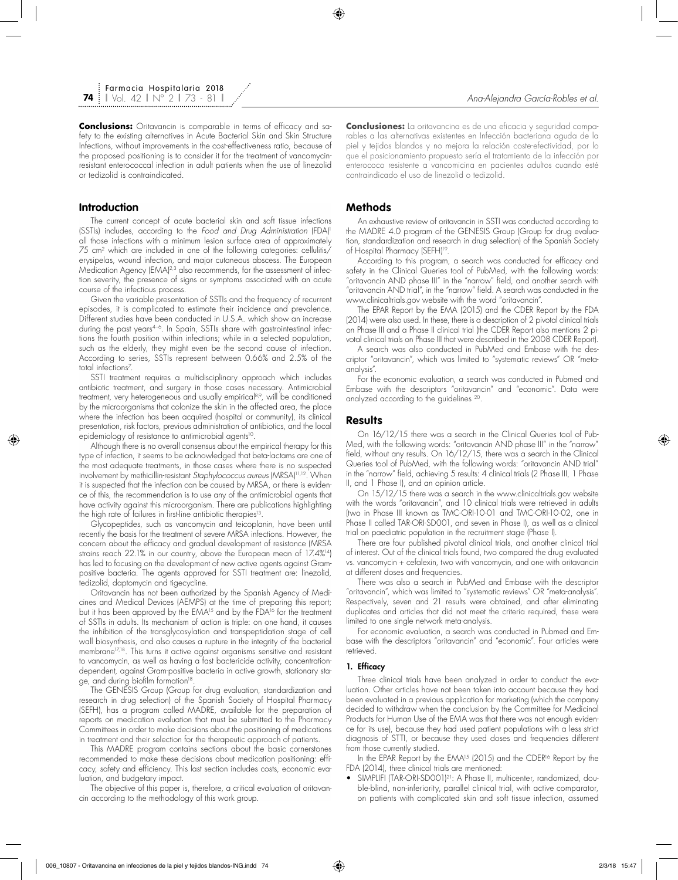**Conclusions:** Oritavancin is comparable in terms of efficacy and safety to the existing alternatives in Acute Bacterial Skin and Skin Structure Infections, without improvements in the cost-effectiveness ratio, because of the proposed positioning is to consider it for the treatment of vancomycin-resistant enterococcal infection in adult patients when the use of linezolid or tedizolid is contraindicated.

**Conclusiones:** La oritavancina es de una eficacia y seguridad comparables a las alternativas existentes en Infección bacteriana aguda de la piel y tejidos blandos y no mejora la relación coste-efectividad, por lo que el posicionamiento propuesto sería el tratamiento de la infección por enterococo resistente a vancomicina en pacientes adultos cuando esté contraindicado el uso de linezolid o tedizolid.

## Introduction

The current concept of acute bacterial skin and soft tissue infections (SSTIs) includes, according to the *Food and Drug Administration* (FDA)[1] all those infections with a minimum lesion surface area of approximately 75 $cm^2$ which are included in one of the following categories: cellulitis/erysipelas, wound infection, and major cutaneous abscess. The European Medication Agency (EMA)[2,3] also recommends, for the assessment of infection severity, the presence of signs or symptoms associated with an acute course of the infectious process.

Given the variable presentation of SSTIs and the frequency of recurrent episodes, it is complicated to estimate their incidence and prevalence. Different studies have been conducted in U.S.A. which show an increase during the past years[4–6]. In Spain, SSTIs share with gastrointestinal infections the fourth position within infections; while in a selected population, such as the elderly, they might even be the second cause of infection. According to series, SSTIs represent between 0.66% and 2.5% of the total infections[7].

SSTI treatment requires a multidisciplinary approach which includes antibiotic treatment, and surgery in those cases necessary. Antimicrobial treatment, very heterogeneous and usually empirical[8,9], will be conditioned by the microorganisms that colonize the skin in the affected area, the place where the infection has been acquired (hospital or community), its clinical presentation, risk factors, previous administration of antibiotics, and the local epidemiology of resistance to antimicrobial agents[10].

Although there is no overall consensus about the empirical therapy for this type of infection, it seems to be acknowledged that beta-lactams are one of the most adequate treatments, in those cases where there is no suspected involvement by methicillin-resistant *Staphylococcus aureus* (MRSA)[11,12]. When it is suspected that the infection can be caused by MRSA, or there is evidence of this, the recommendation is to use any of the antimicrobial agents that have activity against this microorganism. There are publications highlighting the high rate of failures in first-line antibiotic therapies[13].

Glycopeptides, such as vancomycin and teicoplanin, have been until recently the basis for the treatment of severe MRSA infections. However, the concern about the efficacy and gradual development of resistance (MRSA strains reach 22.1% in our country, above the European mean of 17.4%[14]) has led to focusing on the development of new active agents against Gram-positive bacteria. The agents approved for SSTI treatment are: linezolid, tedizolid, daptomycin and tigecycline.

Oritavancin has not been authorized by the Spanish Agency of Medicines and Medical Devices (AEMPS) at the time of preparing this report; but it has been approved by the EMA[15] and by the FDA[16] for the treatment of SSTIs in adults. Its mechanism of action is triple: on one hand, it causes the inhibition of the transglycosylation and transpeptidation stage of cell wall biosynthesis, and also causes a rupture in the integrity of the bacterial membrane[17,18]. This turns it active against organisms sensitive and resistant to vancomycin, as well as having a fast bactericide activity, concentration-dependent, against Gram-positive bacteria in active growth, stationary stage, and during biofilm formation[18].

The GENESIS Group (Group for drug evaluation, standardization and research in drug selection) of the Spanish Society of Hospital Pharmacy (SEFH), has a program called MADRE, available for the preparation of reports on medication evaluation that must be submitted to the Pharmacy Committees in order to make decisions about the positioning of medications in treatment and their selection for the therapeutic approach of patients.

This MADRE program contains sections about the basic cornerstones recommended to make these decisions about medication positioning: efficacy, safety and efficiency. This last section includes costs, economic evaluation, and budgetary impact.

The objective of this paper is, therefore, a critical evaluation of oritavancin according to the methodology of this work group.

## Methods

An exhaustive review of oritavancin in SSTI was conducted according to the MADRE 4.0 program of the GENESIS Group (Group for drug evaluation, standardization and research in drug selection) of the Spanish Society of Hospital Pharmacy (SEFH)[19].

According to this program, a search was conducted for efficacy and safety in the Clinical Queries tool of PubMed, with the following words: "oritavancin AND phase III" in the "narrow" field, and another search with "oritavancin AND trial", in the "narrow" field. A search was conducted in the www.clinicaltrials.gov website with the word "oritavancin".

The EPAR Report by the EMA (2015) and the CDER Report by the FDA (2014) were also used. In these, there is a description of 2 pivotal clinical trials on Phase III and a Phase II clinical trial (the CDER Report also mentions 2 pivotal clinical trials on Phase III that were described in the 2008 CDER Report).

A search was also conducted in PubMed and Embase with the descriptor "oritavancin", which was limited to "systematic reviews" OR "meta-analysis".

For the economic evaluation, a search was conducted in Pubmed and Embase with the descriptors "oritavancin" and "economic". Data were analyzed according to the guidelines [20].

## Results

On 16/12/15 there was a search in the Clinical Queries tool of PubMed, with the following words: "oritavancin AND phase III" in the "narrow" field, without any results. On 16/12/15, there was a search in the Clinical Queries tool of PubMed, with the following words: "oritavancin AND trial" in the "narrow" field, achieving 5 results: 4 clinical trials (2 Phase III, 1 Phase II, and 1 Phase I), and an opinion article.

On 15/12/15 there was a search in the www.clinicaltrials.gov website with the words "oritavancin", and 10 clinical trials were retrieved in adults (two in Phase III known as TMC-ORI-10-01 and TMC-ORI-10-02, one in Phase II called TAR-ORI-SD001, and seven in Phase I), as well as a clinical trial on paediatric population in the recruitment stage (Phase I).

There are four published pivotal clinical trials, and another clinical trial of interest. Out of the clinical trials found, two compared the drug evaluated vs. vancomycin + cefalexin, two with vancomycin, and one with oritavancin at different doses and frequencies.

There was also a search in PubMed and Embase with the descriptor "oritavancin", which was limited to "systematic reviews" OR "meta-analysis". Respectively, seven and 21 results were obtained, and after eliminating duplicates and articles that did not meet the criteria required, these were limited to one single network meta-analysis.

For economic evaluation, a search was conducted in Pubmed and Embase with the descriptors "oritavancin" and "economic". Four articles were retrieved.

### 1. Efficacy

Three clinical trials have been analyzed in order to conduct the evaluation. Other articles have not been taken into account because they had been evaluated in a previous application for marketing (which the company decided to withdraw when the conclusion by the Committee for Medicinal Products for Human Use of the EMA was that there was not enough evidence for its use), because they had used patient populations with a less strict diagnosis of STTI, or because they used doses and frequencies different from those currently studied.

In the EPAR Report by the EMA[15] (2015) and the CDER[16] Report by the FDA (2014), three clinical trials are mentioned:

- SIMPLIFI (TAR-ORI-SD001)[21]: A Phase II, multicenter, randomized, double-blind, non-inferiority, parallel clinical trial, with active comparator, on patients with complicated skin and soft tissue infection, assumed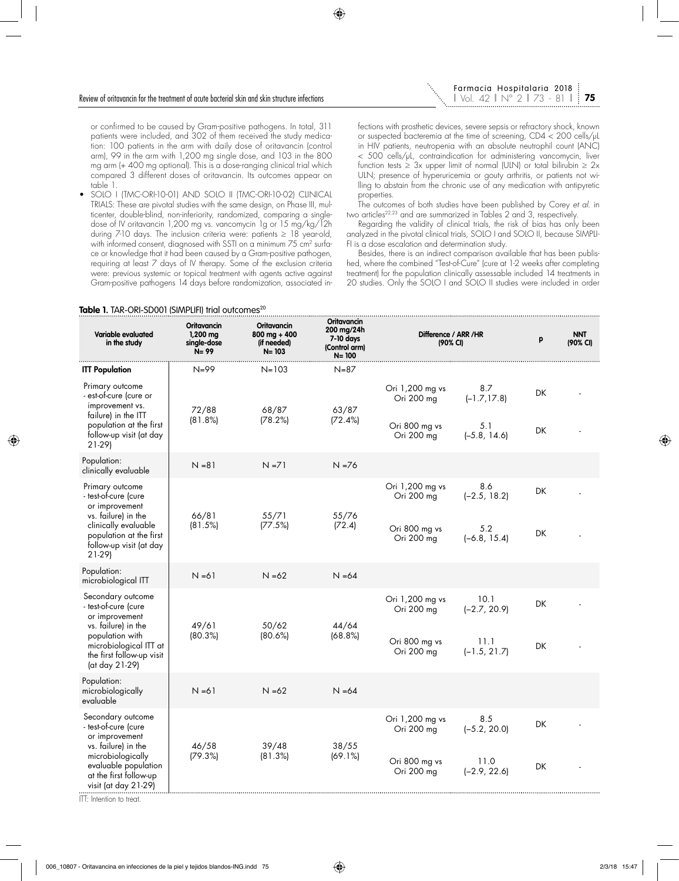or confirmed to be caused by Gram-positive pathogens. In total, 311 patients were included, and 302 of them received the study medication: 100 patients in the arm with daily dose of oritavancin (control arm), 99 in the arm with 1,200 mg single dose, and 103 in the 800 mg arm (+ 400 mg optional). This is a dose-ranging clinical trial which compared 3 different doses of oritavancin. Its outcomes appear on table 1.

- SOLO I (TMC-ORI-10-01) AND SOLO II (TMC-ORI-10-02) CLINICAL TRIALS: These are pivotal studies with the same design, on Phase III, multicenter, double-blind, non-inferiority, randomized, comparing a single-dose of IV oritavancin 1,200 mg vs. vancomycin 1g or 15 mg/kg/12h during 7-10 days. The inclusion criteria were: patients ≥ 18 year-old, with informed consent, diagnosed with SSTI on a minimum 75 cm² surface or knowledge that it had been caused by a Gram-positive pathogen, requiring at least 7 days of IV therapy. Some of the exclusion criteria were: previous systemic or topical treatment with agents active against Gram-positive pathogens 14 days before randomization, associated infections with prosthetic devices, severe sepsis or refractory shock, known or suspected bacteremia at the time of screening, CD4 < 200 cells/µL in HIV patients, neutropenia with an absolute neutrophil count (ANC) < 500 cells/µL, contraindication for administering vancomycin, liver function tests ≥ 3x upper limit of normal (ULN) or total bilirubin ≥ 2x ULN; presence of hyperuricemia or gouty arthritis, or patients not willing to abstain from the chronic use of any medication with antipyretic properties.

The outcomes of both studies have been published by Corey *et al.* in two articles[22,23] and are summarized in Tables 2 and 3, respectively.

Regarding the validity of clinical trials, the risk of bias has only been analyzed in the pivotal clinical trials, SOLO I and SOLO II, because SIMPLIFI is a dose escalation and determination study.

Besides, there is an indirect comparison available that has been published, where the combined "Test-of-Cure" (cure at 1-2 weeks after completing treatment) for the population clinically assessable included 14 treatments in 20 studies. Only the SOLO I and SOLO II studies were included in order

**Table 1.** TAR-ORI-SD001 (SIMPLIFI) trial outcomes[20]

| Variable evaluated in the study | Oritavancin 1,200 mg single-dose N= 99 | Oritavancin 800 mg + 400 (if needed) N= 103 | Oritavancin 200 mg/24h 7-10 days (Control arm) N= 100 | Difference / ARR /HR (90% CI) | | p | NNT (90% CI) |
|---|---|---|---|---|---|---|---|
| **ITT Population** | N=99 | N=103 | N=87 | | | | |
| Primary outcome - est-of-cure (cure or improvement vs. failure) in the ITT population at the first follow-up visit (at day 21-29) | 72/88 (81.8%) | 68/87 (78.2%) | 63/87 (72.4%) | Ori 1,200 mg vs Ori 200 mg | 8.7 (–1.7,17.8) | DK | - |
| | | | | Ori 800 mg vs Ori 200 mg | 5.1 (–5.8, 14.6) | DK | - |
| Population: clinically evaluable | N =81 | N =71 | N =76 | | | | |
| Primary outcome - test-of-cure (cure or improvement vs. failure) in the clinically evaluable population at the first follow-up visit (at day 21-29) | 66/81 (81.5%) | 55/71 (77.5%) | 55/76 (72.4) | Ori 1,200 mg vs Ori 200 mg | 8.6 (–2.5, 18.2) | DK | - |
| | | | | Ori 800 mg vs Ori 200 mg | 5.2 (–6.8, 15.4) | DK | - |
| Population: microbiological ITT | N =61 | N =62 | N =64 | | | | |
| Secondary outcome - test-of-cure (cure or improvement vs. failure) in the population with microbiological ITT at the first follow-up visit (at day 21-29) | 49/61 (80.3%) | 50/62 (80.6%) | 44/64 (68.8%) | Ori 1,200 mg vs Ori 200 mg | 10.1 (–2.7, 20.9) | DK | - |
| | | | | Ori 800 mg vs Ori 200 mg | 11.1 (–1.5, 21.7) | DK | - |
| Population: microbiologically evaluable | N =61 | N =62 | N =64 | | | | |
| Secondary outcome - test-of-cure (cure or improvement vs. failure) in the microbiologically evaluable population at the first follow-up visit (at day 21-29) | 46/58 (79.3%) | 39/48 (81.3%) | 38/55 (69.1%) | Ori 1,200 mg vs Ori 200 mg | 8.5 (–5.2, 20.0) | DK | - |
| | | | | Ori 800 mg vs Ori 200 mg | 11.0 (–2.9, 22.6) | DK | - |

ITT: Intention to treat.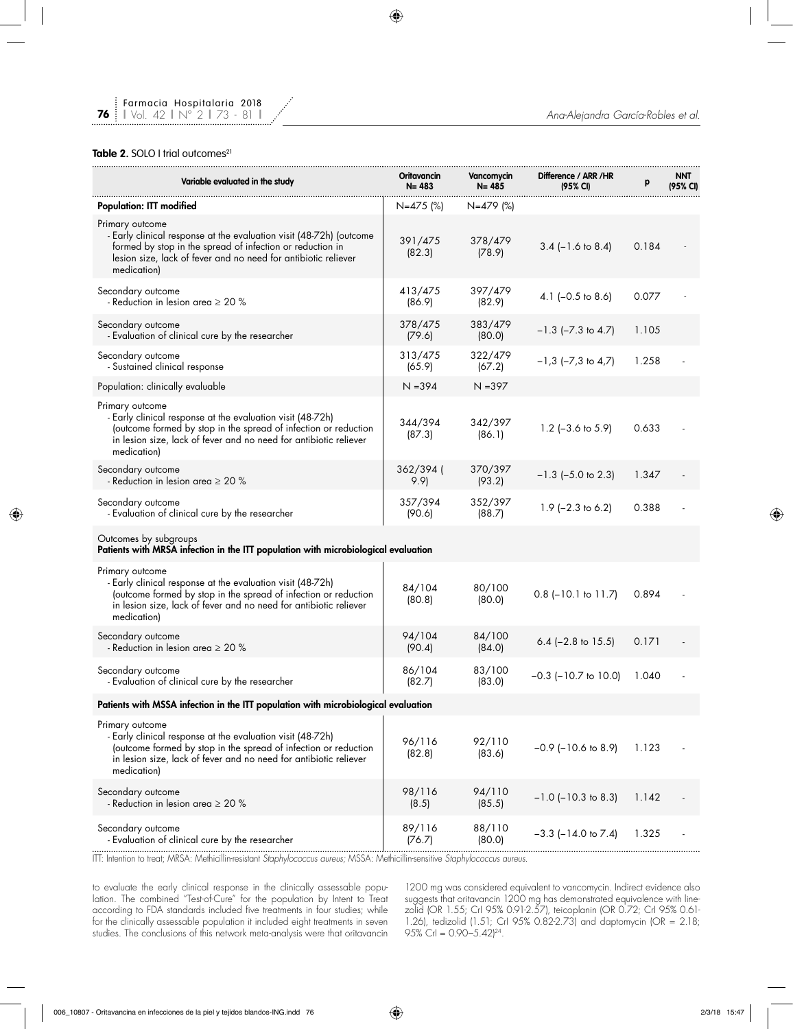**Table 2.** SOLO I trial outcomes[21]

| Variable evaluated in the study | Oritavancin N= 483 | Vancomycin N= 485 | Difference / ARR /HR (95% CI) | p | NNT (95% CI) |
|---|---|---|---|---|---|
| **Population: ITT modified** | N=475 (%) | N=479 (%) | | | |
| Primary outcome - Early clinical response at the evaluation visit (48-72h) (outcome formed by stop in the spread of infection or reduction in lesion size, lack of fever and no need for antibiotic reliever medication) | 391/475 (82.3) | 378/479 (78.9) | 3.4 (−1.6 to 8.4) | 0.184 | - |
| Secondary outcome - Reduction in lesion area ≥ 20 % | 413/475 (86.9) | 397/479 (82.9) | 4.1 (−0.5 to 8.6) | 0.077 | - |
| Secondary outcome - Evaluation of clinical cure by the researcher | 378/475 (79.6) | 383/479 (80.0) | −1.3 (−7.3 to 4.7) | 1.105 | |
| Secondary outcome - Sustained clinical response | 313/475 (65.9) | 322/479 (67.2) | −1,3 (−7,3 to 4,7) | 1.258 | - |
| Population: clinically evaluable | N =394 | N =397 | | | |
| Primary outcome - Early clinical response at the evaluation visit (48-72h) (outcome formed by stop in the spread of infection or reduction in lesion size, lack of fever and no need for antibiotic reliever medication) | 344/394 (87.3) | 342/397 (86.1) | 1.2 (−3.6 to 5.9) | 0.633 | - |
| Secondary outcome - Reduction in lesion area ≥ 20 % | 362/394 ( 9.9) | 370/397 (93.2) | −1.3 (−5.0 to 2.3) | 1.347 | - |
| Secondary outcome - Evaluation of clinical cure by the researcher | 357/394 (90.6) | 352/397 (88.7) | 1.9 (−2.3 to 6.2) | 0.388 | - |
| Outcomes by subgroups **Patients with MRSA infection in the ITT population with microbiological evaluation** | | | | | |
| Primary outcome - Early clinical response at the evaluation visit (48-72h) (outcome formed by stop in the spread of infection or reduction in lesion size, lack of fever and no need for antibiotic reliever medication) | 84/104 (80.8) | 80/100 (80.0) | 0.8 (−10.1 to 11.7) | 0.894 | - |
| Secondary outcome - Reduction in lesion area ≥ 20 % | 94/104 (90.4) | 84/100 (84.0) | 6.4 (−2.8 to 15.5) | 0.171 | - |
| Secondary outcome - Evaluation of clinical cure by the researcher | 86/104 (82.7) | 83/100 (83.0) | −0.3 (−10.7 to 10.0) | 1.040 | - |
| **Patients with MSSA infection in the ITT population with microbiological evaluation** | | | | | |
| Primary outcome - Early clinical response at the evaluation visit (48-72h) (outcome formed by stop in the spread of infection or reduction in lesion size, lack of fever and no need for antibiotic reliever medication) | 96/116 (82.8) | 92/110 (83.6) | −0.9 (−10.6 to 8.9) | 1.123 | - |
| Secondary outcome - Reduction in lesion area ≥ 20 % | 98/116 (8.5) | 94/110 (85.5) | −1.0 (−10.3 to 8.3) | 1.142 | - |
| Secondary outcome - Evaluation of clinical cure by the researcher | 89/116 (76.7) | 88/110 (80.0) | −3.3 (−14.0 to 7.4) | 1.325 | - |

ITT: Intention to treat; MRSA: Methicillin-resistant *Staphylococcus aureus;* MSSA: Methicillin-sensitive *Staphylococcus aureus.*

to evaluate the early clinical response in the clinically assessable population. The combined "Test-of-Cure" for the population by Intent to Treat according to FDA standards included five treatments in four studies; while for the clinically assessable population it included eight treatments in seven studies. The conclusions of this network meta-analysis were that oritavancin 1200 mg was considered equivalent to vancomycin. Indirect evidence also suggests that oritavancin 1200 mg has demonstrated equivalence with linezolid (OR 1.55; CrI 95% 0.91-2.57), teicoplanin (OR 0.72; CrI 95% 0.61-1.26), tedizolid (1.51; CrI 95% 0.82-2.73) and daptomycin (OR = 2.18; 95% CrI = 0.90–5.42)[24].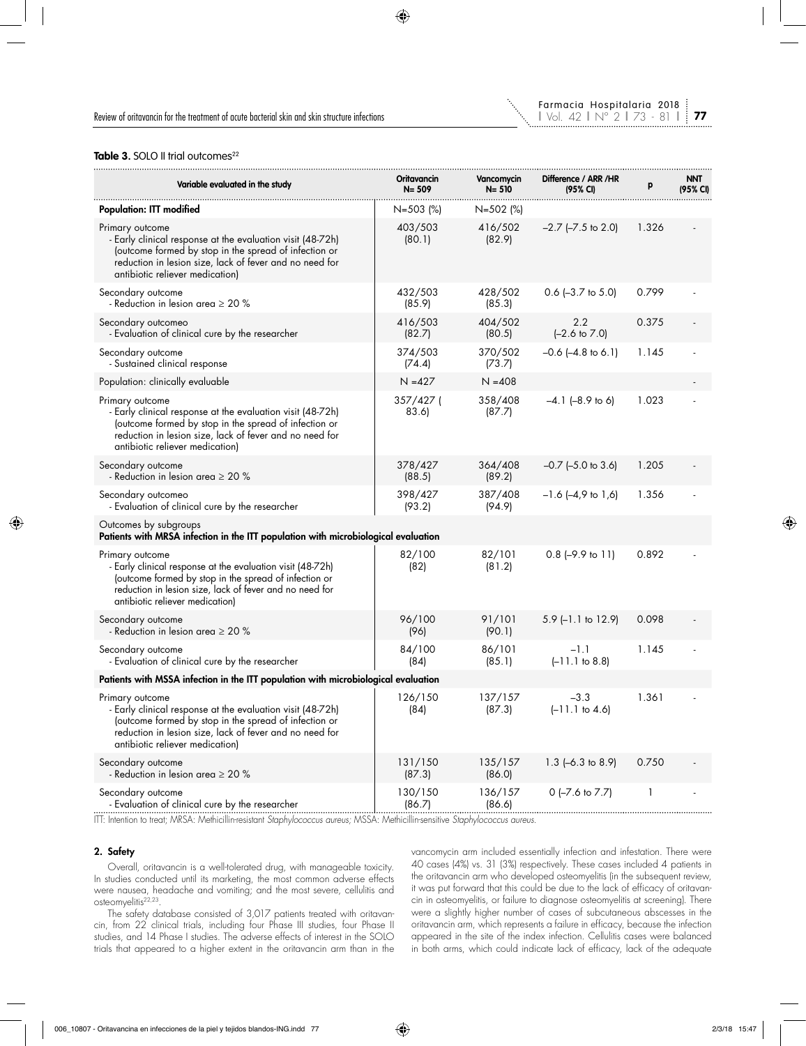**Table 3.** SOLO II trial outcomes[22]

| Variable evaluated in the study | Oritavancin N= 509 | Vancomycin N= 510 | Difference / ARR /HR (95% CI) | p | NNT (95% CI) |
|---|---|---|---|---|---|
| **Population: ITT modified** | N=503 (%) | N=502 (%) | | | |
| Primary outcome<br>- Early clinical response at the evaluation visit (48-72h) (outcome formed by stop in the spread of infection or reduction in lesion size, lack of fever and no need for antibiotic reliever medication) | 403/503 (80.1) | 416/502 (82.9) | –2.7 (–7.5 to 2.0) | 1.326 | - |
| Secondary outcome<br>- Reduction in lesion area ≥ 20 % | 432/503 (85.9) | 428/502 (85.3) | 0.6 (–3.7 to 5.0) | 0.799 | - |
| Secondary outcomeo<br>- Evaluation of clinical cure by the researcher | 416/503 (82.7) | 404/502 (80.5) | 2.2 (–2.6 to 7.0) | 0.375 | - |
| Secondary outcome<br>- Sustained clinical response | 374/503 (74.4) | 370/502 (73.7) | –0.6 (–4.8 to 6.1) | 1.145 | - |
| Population: clinically evaluable | N =427 | N =408 | | | - |
| Primary outcome<br>- Early clinical response at the evaluation visit (48-72h) (outcome formed by stop in the spread of infection or reduction in lesion size, lack of fever and no need for antibiotic reliever medication) | 357/427 ( 83.6) | 358/408 (87.7) | –4.1 (–8.9 to 6) | 1.023 | - |
| Secondary outcome<br>- Reduction in lesion area ≥ 20 % | 378/427 (88.5) | 364/408 (89.2) | –0.7 (–5.0 to 3.6) | 1.205 | - |
| Secondary outcomeo<br>- Evaluation of clinical cure by the researcher | 398/427 (93.2) | 387/408 (94.9) | –1.6 (–4,9 to 1,6) | 1.356 | - |
| Outcomes by subgroups<br>**Patients with MRSA infection in the ITT population with microbiological evaluation** | | | | | |
| Primary outcome<br>- Early clinical response at the evaluation visit (48-72h) (outcome formed by stop in the spread of infection or reduction in lesion size, lack of fever and no need for antibiotic reliever medication) | 82/100 (82) | 82/101 (81.2) | 0.8 (–9.9 to 11) | 0.892 | - |
| Secondary outcome<br>- Reduction in lesion area ≥ 20 % | 96/100 (96) | 91/101 (90.1) | 5.9 (–1.1 to 12.9) | 0.098 | - |
| Secondary outcome<br>- Evaluation of clinical cure by the researcher | 84/100 (84) | 86/101 (85.1) | –1.1 (–11.1 to 8.8) | 1.145 | - |
| **Patients with MSSA infection in the ITT population with microbiological evaluation** | | | | | |
| Primary outcome<br>- Early clinical response at the evaluation visit (48-72h) (outcome formed by stop in the spread of infection or reduction in lesion size, lack of fever and no need for antibiotic reliever medication) | 126/150 (84) | 137/157 (87.3) | –3.3 (–11.1 to 4.6) | 1.361 | - |
| Secondary outcome<br>- Reduction in lesion area ≥ 20 % | 131/150 (87.3) | 135/157 (86.0) | 1.3 (–6.3 to 8.9) | 0.750 | - |
| Secondary outcome<br>- Evaluation of clinical cure by the researcher | 130/150 (86.7) | 136/157 (86.6) | 0 (–7.6 to 7.7) | 1 | - |

ITT: Intention to treat; MRSA: Methicillin-resistant *Staphylococcus aureus;* MSSA: Methicillin-sensitive *Staphylococcus aureus.*

### 2. Safety

Overall, oritavancin is a well-tolerated drug, with manageable toxicity. In studies conducted until its marketing, the most common adverse effects were nausea, headache and vomiting; and the most severe, cellulitis and osteomyelitis[22,23].

The safety database consisted of 3,017 patients treated with oritavancin, from 22 clinical trials, including four Phase III studies, four Phase II studies, and 14 Phase I studies. The adverse effects of interest in the SOLO trials that appeared to a higher extent in the oritavancin arm than in the vancomycin arm included essentially infection and infestation. There were 40 cases (4%) vs. 31 (3%) respectively. These cases included 4 patients in the oritavancin arm who developed osteomyelitis (in the subsequent review, it was put forward that this could be due to the lack of efficacy of oritavancin in osteomyelitis, or failure to diagnose osteomyelitis at screening). There were a slightly higher number of cases of subcutaneous abscesses in the oritavancin arm, which represents a failure in efficacy, because the infection appeared in the site of the index infection. Cellulitis cases were balanced in both arms, which could indicate lack of efficacy, lack of the adequate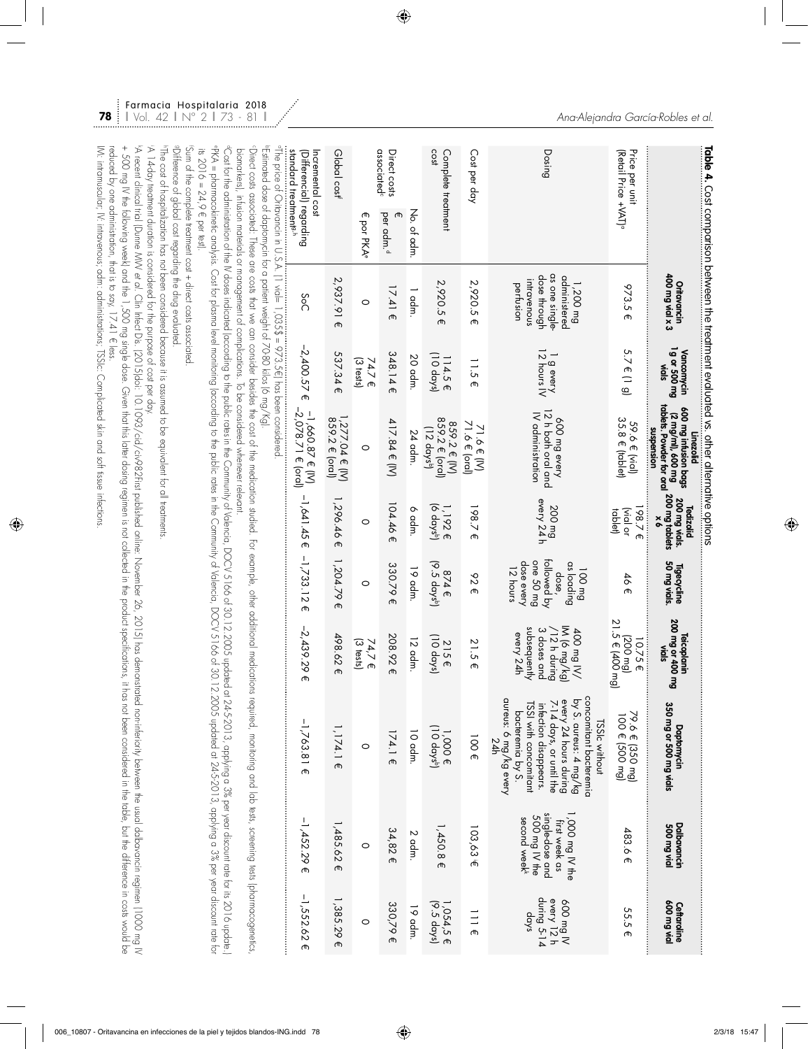**Table 4.** Cost comparison between the treatment evaluated vs. other alternative options

| | | Oritavancin 400 mg vial x 3 | Vancomycin 1g or 500 mg vials | Linezolid 600 mg infusion bags (2 mg/ml), 600 mg tablets. Powder for oral suspension | Tedizolid 200 mg vials. 200 mg tablets x 6 | Tigecycline 50 mg vials. | Teicoplanin 200 mg or 400 mg vials | Daptomycin 350 mg or 500 mg vials | Dalbavancin 500 mg vial | Ceftaroline 600 mg vial |
|---|---|---|---|---|---|---|---|---|---|---|
| Price per unit (Retail Price +VAT)[a] | | 973.5 € | 5.7 € (1 g) | 59.6 € (vial) 35.8 € (tablet) | 198.7 € (vial or tablet) | 46 € | 10.75 € (200 mg) 21.5 € (400 mg) | 79.6 € (350 mg) 100 € (500 mg) | 483.6 € | 55.5 € |
| Dosing | | 1,200 mg administered as one single-dose through intravenous perfusion | 1 g every 12 hours IV | 600 mg every 12 h both oral and IV administration | 200 mg every 24 h | 100 mg as loading dose, followed by one 50 mg dose every 12 hours | 400 mg IV/IM (6 mg/kg) /12 h during 3 doses and subsequently every 24h | TSSIc without concomitant bacteremia by S. aureus: 4 mg/kg every 24 hours during 7-14 days, or until the infection disappears. TSSI with concomitant bacteremia by S. aureus: 6 mg/kg every 24h | 1,000 mg IV the first week as single-dose and 500 mg IV the second week[k] | 600 mg IV every 12 h during 5-14 days |
| Cost per day | | 2,920.5 € | 11.5 € | 71.6 € (IV) 71.6 € (oral) | 198.7 € | 92 € | 21.5 € | 100 € | 103.63 € | 111 € |
| Complete treatment cost | | 2,920.5 € | 114.5 € (10 days) | 859.2 € (IV) 859.2 € (oral) (12 days[b]) | 1,192 € (6 days[b]) | 874 € (9.5 days[b]) | 215 € (10 days) | 1,000 € (10 days[b]) | 1,450.8 € | 1,054.5 € (9.5 days) |
| Direct costs associated[c] | No. of adm. | 1 adm. | 20 adm. | 24 adm. | 6 adm. | 19 adm. | 12 adm. | 10 adm. | 2 adm. | 19 adm. |
| | € per adm.[d] | 17.41 € | 348.14 € | 417.84 € (IV) | 104.46 € | 330.79 € | 208.92 € | 174.1 € | 34.82 € | 330,79 € |
| | € por PKA[e] | 0 | 74.7 € (3 tests) | 0 | 0 | 0 | 74.7 € (3 tests) | 0 | 0 | 0 |
| Global cost[f] | | 2,937.91 € | 537.34 € | 1,277.04 € (IV) 859.2 € (oral) | 1,296.46 € | 1,204.79 € | 498.62 € | 1,174.1 € | 1,485.62 € | 1,385.29 € |
| Incremental cost (Differencial) regarding standard treatment[g,h] | | SoC | −2,400.57 € | −1,660.87 € (IV) −2,078.71 € (oral) | −1,641.45 € | −1,733.12 € | −2,439.29 € | −1,763.81 € | −1,452.29 € | −1,552.62 € |

[a]The price of Oritavancin in U.S.A. (1 vial= 1,035$ = 973.5€) has been considered.

[b]Estimated dose of daptomycin for a patient weight of 70-80 kilos (6 mg/Kg).

[c]Direct costs associated: These are costs that we can consider besides the cost of the medication studied. For example, other additional medications required, monitoring and lab tests, screening tests (pharmacogenetics, biomarkers), infusion materials or management of complications. To be considered whenever relevant.

[d]Cost for the administration of the IV doses indicated (according to the public rates in the Community of Valencia, DOCV 5166 of 30.12.2005 updated at 24-5-2013, applying a 3% per year discount rate for its 2016 update.)

[e]PKA = pharmacokinetic analysis. Cost for plasma level monitoring (according to the public rates in the Community of Valencia, DOCV 5166 of 30.12.2005 updated at 24-5-2013, applying a 3% per year discount rate for its 2016 = 24.9 € per test).

[f]Sum of the complete treatment cost + direct costs associated.

[g]Difference of global cost regarding the drug evaluated.

[h]The cost of hospitalization has not been considered because it is assumed to be equivalent for all treatments.

[i]A 14-day treatment duration is considered for the purpose of cost per day.

[k]A recent clinical trial (Dunne MW et al. Clin Infect Dis. (2015)doi: 10.1093/cid/civ982First published online: November 26, 2015) has demonstrated non-inferiority between the usual dalbavancin regimen (1000 mg IV + 500 mg IV the following week) and the 1,500 mg single dose. Given that this later dosing regimen is not collected in the product specifications, it has not been considered in the table, but the difference in costs would be reduced by one administration, that is to say, 17.41 € less.

IM: intramuscular; IV: intravenous; adm: administrations; TSSIc: Complicated skin and soft tissue infections.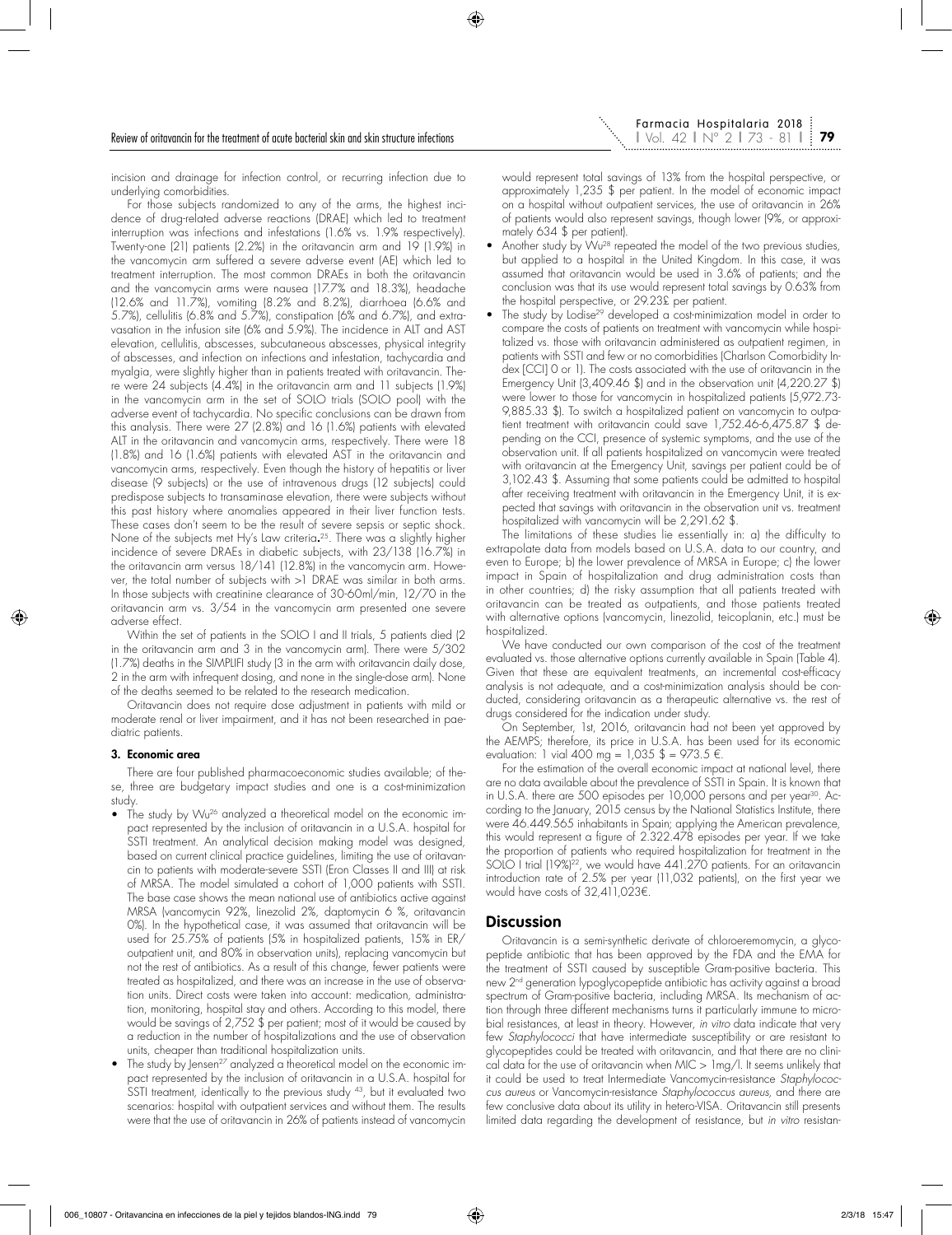incision and drainage for infection control, or recurring infection due to underlying comorbidities.

For those subjects randomized to any of the arms, the highest incidence of drug-related adverse reactions (DRAE) which led to treatment interruption was infections and infestations (1.6% vs. 1.9% respectively). Twenty-one (21) patients (2.2%) in the oritavancin arm and 19 (1.9%) in the vancomycin arm suffered a severe adverse event (AE) which led to treatment interruption. The most common DRAEs in both the oritavancin and the vancomycin arms were nausea (17.7% and 18.3%), headache (12.6% and 11.7%), vomiting (8.2% and 8.2%), diarrhoea (6.6% and 5.7%), cellulitis (6.8% and 5.7%), constipation (6% and 6.7%), and extravasation in the infusion site (6% and 5.9%). The incidence in ALT and AST elevation, cellulitis, abscesses, subcutaneous abscesses, physical integrity of abscesses, and infection on infections and infestation, tachycardia and myalgia, were slightly higher than in patients treated with oritavancin. There were 24 subjects (4.4%) in the oritavancin arm and 11 subjects (1.9%) in the vancomycin arm in the set of SOLO trials (SOLO pool) with the adverse event of tachycardia. No specific conclusions can be drawn from this analysis. There were 27 (2.8%) and 16 (1.6%) patients with elevated ALT in the oritavancin and vancomycin arms, respectively. There were 18 (1.8%) and 16 (1.6%) patients with elevated AST in the oritavancin and vancomycin arms, respectively. Even though the history of hepatitis or liver disease (9 subjects) or the use of intravenous drugs (12 subjects) could predispose subjects to transaminase elevation, there were subjects without this past history where anomalies appeared in their liver function tests. These cases don't seem to be the result of severe sepsis or septic shock. None of the subjects met Hy's Law criteria.[25]. There was a slightly higher incidence of severe DRAEs in diabetic subjects, with 23/138 (16.7%) in the oritavancin arm versus 18/141 (12.8%) in the vancomycin arm. However, the total number of subjects with >1 DRAE was similar in both arms. In those subjects with creatinine clearance of 30-60ml/min, 12/70 in the oritavancin arm vs. 3/54 in the vancomycin arm presented one severe adverse effect.

Within the set of patients in the SOLO I and II trials, 5 patients died (2 in the oritavancin arm and 3 in the vancomycin arm). There were 5/302 (1.7%) deaths in the SIMPLIFI study (3 in the arm with oritavancin daily dose, 2 in the arm with infrequent dosing, and none in the single-dose arm). None of the deaths seemed to be related to the research medication.

Oritavancin does not require dose adjustment in patients with mild or moderate renal or liver impairment, and it has not been researched in paediatric patients.

### 3. Economic area

There are four published pharmacoeconomic studies available; of these, three are budgetary impact studies and one is a cost-minimization study.

- The study by Wu[26] analyzed a theoretical model on the economic impact represented by the inclusion of oritavancin in a U.S.A. hospital for SSTI treatment. An analytical decision making model was designed, based on current clinical practice guidelines, limiting the use of oritavancin to patients with moderate-severe SSTI (Eron Classes II and III) at risk of MRSA. The model simulated a cohort of 1,000 patients with SSTI. The base case shows the mean national use of antibiotics active against MRSA (vancomycin 92%, linezolid 2%, daptomycin 6 %, oritavancin 0%). In the hypothetical case, it was assumed that oritavancin will be used for 25.75% of patients (5% in hospitalized patients, 15% in ER/outpatient unit, and 80% in observation units), replacing vancomycin but not the rest of antibiotics. As a result of this change, fewer patients were treated as hospitalized, and there was an increase in the use of observation units. Direct costs were taken into account: medication, administration, monitoring, hospital stay and others. According to this model, there would be savings of 2,752 $ per patient; most of it would be caused by a reduction in the number of hospitalizations and the use of observation units, cheaper than traditional hospitalization units.
- The study by Jensen[27] analyzed a theoretical model on the economic impact represented by the inclusion of oritavancin in a U.S.A. hospital for SSTI treatment, identically to the previous study [43], but it evaluated two scenarios: hospital with outpatient services and without them. The results were that the use of oritavancin in 26% of patients instead of vancomycin would represent total savings of 13% from the hospital perspective, or approximately 1,235 $ per patient. In the model of economic impact on a hospital without outpatient services, the use of oritavancin in 26% of patients would also represent savings, though lower (9%, or approximately 634 $ per patient).
- Another study by Wu[28] repeated the model of the two previous studies, but applied to a hospital in the United Kingdom. In this case, it was assumed that oritavancin would be used in 3.6% of patients; and the conclusion was that its use would represent total savings by 0.63% from the hospital perspective, or 29.23£ per patient.
- The study by Lodise[29] developed a cost-minimization model in order to compare the costs of patients on treatment with vancomycin while hospitalized vs. those with oritavancin administered as outpatient regimen, in patients with SSTI and few or no comorbidities (Charlson Comorbidity Index [CCI] 0 or 1). The costs associated with the use of oritavancin in the Emergency Unit (3,409.46 $) and in the observation unit (4,220.27 $) were lower to those for vancomycin in hospitalized patients (5,972.73-9,885.33 $). To switch a hospitalized patient on vancomycin to outpatient treatment with oritavancin could save 1,752.46-6,475.87 $ depending on the CCI, presence of systemic symptoms, and the use of the observation unit. If all patients hospitalized on vancomycin were treated with oritavancin at the Emergency Unit, savings per patient could be of 3,102.43 $. Assuming that some patients could be admitted to hospital after receiving treatment with oritavancin in the Emergency Unit, it is expected that savings with oritavancin in the observation unit vs. treatment hospitalized with vancomycin will be 2,291.62 $.

The limitations of these studies lie essentially in: a) the difficulty to extrapolate data from models based on U.S.A. data to our country, and even to Europe; b) the lower prevalence of MRSA in Europe; c) the lower impact in Spain of hospitalization and drug administration costs than in other countries; d) the risky assumption that all patients treated with oritavancin can be treated as outpatients, and those patients treated with alternative options (vancomycin, linezolid, teicoplanin, etc.) must be hospitalized.

We have conducted our own comparison of the cost of the treatment evaluated vs. those alternative options currently available in Spain (Table 4). Given that these are equivalent treatments, an incremental cost-efficacy analysis is not adequate, and a cost-minimization analysis should be conducted, considering oritavancin as a therapeutic alternative vs. the rest of drugs considered for the indication under study.

On September, 1st, 2016, oritavancin had not been yet approved by the AEMPS; therefore, its price in U.S.A. has been used for its economic evaluation: 1 vial 400 mg = 1,035 $ = 973.5 €.

For the estimation of the overall economic impact at national level, there are no data available about the prevalence of SSTI in Spain. It is known that in U.S.A. there are 500 episodes per 10,000 persons and per year[30]. According to the January, 2015 census by the National Statistics Institute, there were 46.449.565 inhabitants in Spain; applying the American prevalence, this would represent a figure of 2.322.478 episodes per year. If we take the proportion of patients who required hospitalization for treatment in the SOLO I trial (19%)[22], we would have 441.270 patients. For an oritavancin introduction rate of 2.5% per year (11,032 patients), on the first year we would have costs of 32,411,023€.

## Discussion

Oritavancin is a semi-synthetic derivate of chloroeremomycin, a glycopeptide antibiotic that has been approved by the FDA and the EMA for the treatment of SSTI caused by susceptible Gram-positive bacteria. This new 2nd generation lypoglycopeptide antibiotic has activity against a broad spectrum of Gram-positive bacteria, including MRSA. Its mechanism of action through three different mechanisms turns it particularly immune to microbial resistances, at least in theory. However, *in vitro* data indicate that very few *Staphylococci* that have intermediate susceptibility or are resistant to glycopeptides could be treated with oritavancin, and that there are no clinical data for the use of oritavancin when MIC > 1mg/l. It seems unlikely that it could be used to treat Intermediate Vancomycin-resistance *Staphylococcus aureus* or Vancomycin-resistance *Staphylococcus aureus*, and there are few conclusive data about its utility in hetero-VISA. Oritavancin still presents limited data regarding the development of resistance, but *in vitro* resistan-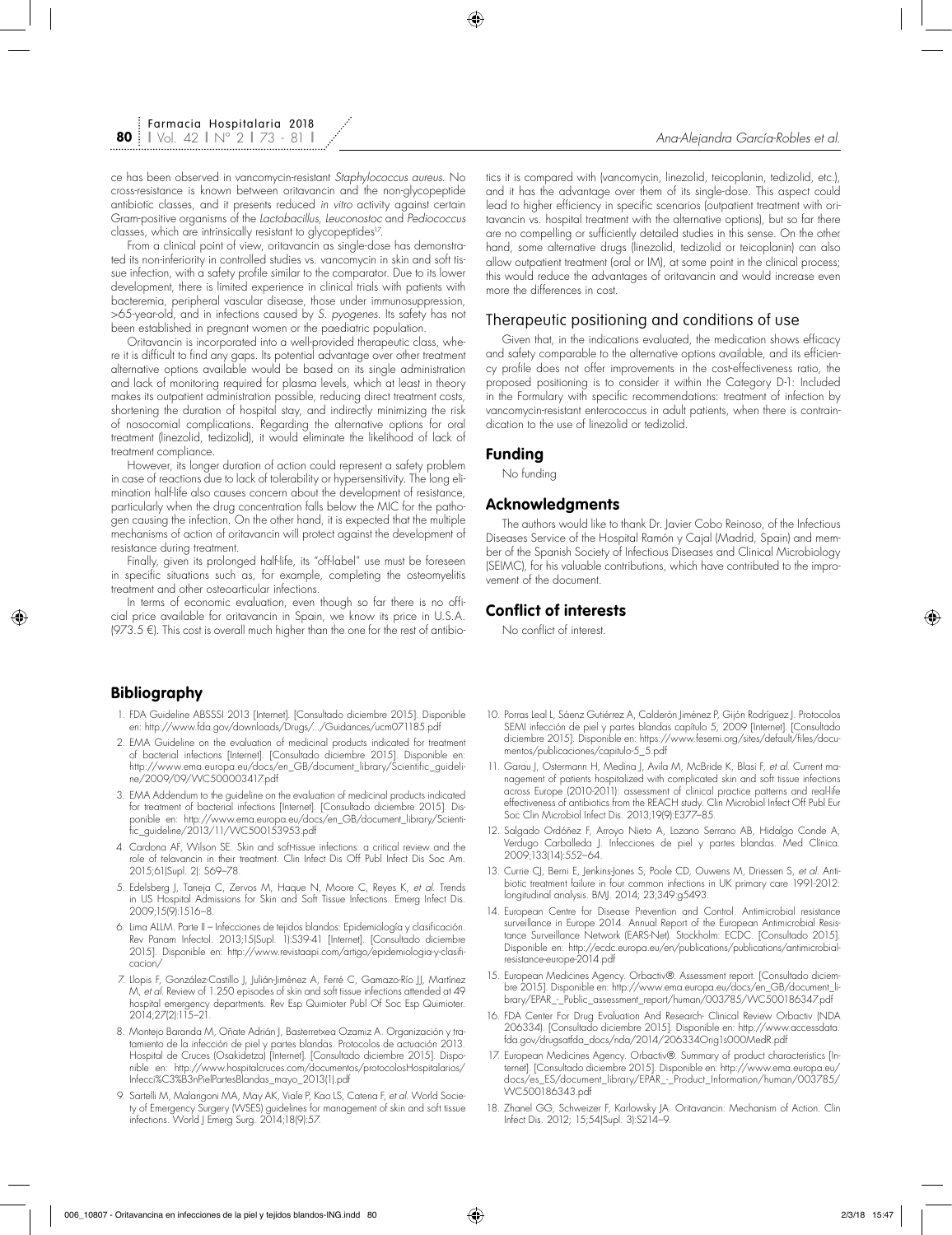ce has been observed in vancomycin-resistant *Staphylococcus aureus*. No cross-resistance is known between oritavancin and the non-glycopeptide antibiotic classes, and it presents reduced *in vitro* activity against certain Gram-positive organisms of the *Lactobacillus, Leuconostoc* and *Pediococcus* classes, which are intrinsically resistant to glycopeptides[17].

From a clinical point of view, oritavancin as single-dose has demonstrated its non-inferiority in controlled studies vs. vancomycin in skin and soft tissue infection, with a safety profile similar to the comparator. Due to its lower development, there is limited experience in clinical trials with patients with bacteremia, peripheral vascular disease, those under immunosuppression, >65-year-old, and in infections caused by *S. pyogenes*. Its safety has not been established in pregnant women or the paediatric population.

Oritavancin is incorporated into a well-provided therapeutic class, where it is difficult to find any gaps. Its potential advantage over other treatment alternative options available would be based on its single administration and lack of monitoring required for plasma levels, which at least in theory makes its outpatient administration possible, reducing direct treatment costs, shortening the duration of hospital stay, and indirectly minimizing the risk of nosocomial complications. Regarding the alternative options for oral treatment (linezolid, tedizolid), it would eliminate the likelihood of lack of treatment compliance.

However, its longer duration of action could represent a safety problem in case of reactions due to lack of tolerability or hypersensitivity. The long elimination half-life also causes concern about the development of resistance, particularly when the drug concentration falls below the MIC for the pathogen causing the infection. On the other hand, it is expected that the multiple mechanisms of action of oritavancin will protect against the development of resistance during treatment.

Finally, given its prolonged half-life, its "off-label" use must be foreseen in specific situations such as, for example, completing the osteomyelitis treatment and other osteoarticular infections.

In terms of economic evaluation, even though so far there is no official price available for oritavancin in Spain, we know its price in U.S.A. (973.5 €). This cost is overall much higher than the one for the rest of antibiotics it is compared with (vancomycin, linezolid, teicoplanin, tedizolid, etc.), and it has the advantage over them of its single-dose. This aspect could lead to higher efficiency in specific scenarios (outpatient treatment with oritavancin vs. hospital treatment with the alternative options), but so far there are no compelling or sufficiently detailed studies in this sense. On the other hand, some alternative drugs (linezolid, tedizolid or teicoplanin) can also allow outpatient treatment (oral or IM), at some point in the clinical process; this would reduce the advantages of oritavancin and would increase even more the differences in cost.

## Therapeutic positioning and conditions of use

Given that, in the indications evaluated, the medication shows efficacy and safety comparable to the alternative options available, and its efficiency profile does not offer improvements in the cost-effectiveness ratio, the proposed positioning is to consider it within the Category D-1: Included in the Formulary with specific recommendations: treatment of infection by vancomycin-resistant enterococcus in adult patients, when there is contraindication to the use of linezolid or tedizolid.

## Funding

No funding

## Acknowledgments

The authors would like to thank Dr. Javier Cobo Reinoso, of the Infectious Diseases Service of the Hospital Ramón y Cajal (Madrid, Spain) and member of the Spanish Society of Infectious Diseases and Clinical Microbiology (SEIMC), for his valuable contributions, which have contributed to the improvement of the document.

## Conflict of interests

No conflict of interest.

## Bibliography

1. FDA Guideline ABSSSI 2013 [Internet]. [Consultado diciembre 2015]. Disponible en: http://www.fda.gov/downloads/Drugs/.../Guidances/ucm071185.pdf
2. EMA Guideline on the evaluation of medicinal products indicated for treatment of bacterial infections [Internet]. [Consultado diciembre 2015]. Disponible en: http://www.ema.europa.eu/docs/en_GB/document_library/Scientific_guideline/2009/09/WC500003417.pdf
3. EMA Addendum to the guideline on the evaluation of medicinal products indicated for treatment of bacterial infections [Internet]. [Consultado diciembre 2015]. Disponible en: http://www.ema.europa.eu/docs/en_GB/document_library/Scientific_guideline/2013/11/WC500153953.pdf
4. Cardona AF, Wilson SE. Skin and soft-tissue infections: a critical review and the role of telavancin in their treatment. Clin Infect Dis Off Publ Infect Dis Soc Am. 2015;61(Supl. 2): S69–78.
5. Edelsberg J, Taneja C, Zervos M, Haque N, Moore C, Reyes K, *et al.* Trends in US Hospital Admissions for Skin and Soft Tissue Infections. Emerg Infect Dis. 2009;15(9):1516–8.
6. Lima ALLM. Parte II – Infecciones de tejidos blandos: Epidemiología y clasificación. Rev Panam Infectol. 2013;15(Supl. 1):S39-41 [Internet]. [Consultado diciembre 2015]. Disponible en: http://www.revistaapi.com/artigo/epidemiologia-y-clasificacion/
7. Llopis F, González-Castillo J, Julián-Jiménez A, Ferré C, Gamazo-Río JJ, Martínez M, *et al.* Review of 1.250 episodes of skin and soft tissue infections attended at 49 hospital emergency departments. Rev Esp Quimioter Publ Of Soc Esp Quimioter. 2014;27(2):115–21.
8. Montejo Baranda M, Oñate Adrián J, Basterretxea Ozamiz A. Organización y tratamiento de la infección de piel y partes blandas. Protocolos de actuación 2013. Hospital de Cruces (Osakidetza) [Internet]. [Consultado diciembre 2015]. Disponible en: http://www.hospitalcruces.com/documentos/protocolosHospitalarios/Infecci%C3%B3nPielPartesBlandas_mayo_2013(1).pdf
9. Sartelli M, Malangoni MA, May AK, Viale P, Kao LS, Catena F, *et al.* World Society of Emergency Surgery (WSES) guidelines for management of skin and soft tissue infections. World J Emerg Surg. 2014;18(9):57.
10. Porras Leal L, Sáenz Gutiérrez A, Calderón Jiménez P, Gijón Rodríguez J. Protocolos SEMI infección de piel y partes blandas capítulo 5, 2009 [Internet]. [Consultado diciembre 2015]. Disponible en: https://www.fesemi.org/sites/default/files/documentos/publicaciones/capitulo-5_5.pdf
11. Garau J, Ostermann H, Medina J, Avila M, McBride K, Blasi F, *et al.* Current management of patients hospitalized with complicated skin and soft tissue infections across Europe (2010-2011): assessment of clinical practice patterns and real-life effectiveness of antibiotics from the REACH study. Clin Microbiol Infect Off Publ Eur Soc Clin Microbiol Infect Dis. 2013;19(9):E377–85.
12. Salgado Ordóñez F, Arroyo Nieto A, Lozano Serrano AB, Hidalgo Conde A, Verdugo Carballeda J. Infecciones de piel y partes blandas. Med Clínica. 2009;133(14):552–64.
13. Currie CJ, Berni E, Jenkins-Jones S, Poole CD, Ouwens M, Driessen S, *et al.* Antibiotic treatment failure in four common infections in UK primary care 1991-2012: longitudinal analysis. BMJ. 2014; 23;349:g5493.
14. European Centre for Disease Prevention and Control. Antimicrobial resistance surveillance in Europe 2014. Annual Report of the European Antimicrobial Resistance Surveillance Network (EARS-Net). Stockholm: ECDC. [Consultado 2015]. Disponible en: http://ecdc.europa.eu/en/publications/publications/antimicrobial-resistance-europe-2014.pdf
15. European Medicines Agency. Orbactiv®. Assessment report. [Consultado diciembre 2015]. Disponible en: http://www.ema.europa.eu/docs/en_GB/document_library/EPAR_-_Public_assessment_report/human/003785/WC500186347.pdf
16. FDA Center For Drug Evaluation And Research- Clinical Review Orbactiv (NDA 206334). [Consultado diciembre 2015]. Disponible en: http://www.accessdata.fda.gov/drugsatfda_docs/nda/2014/206334Orig1s000MedR.pdf
17. European Medicines Agency. Orbactiv®. Summary of product characteristics [Internet]. [Consultado diciembre 2015]. Disponible en: http://www.ema.europa.eu/docs/es_ES/document_library/EPAR_-_Product_Information/human/003785/WC500186343.pdf
18. Zhanel GG, Schweizer F, Karlowsky JA. Oritavancin: Mechanism of Action. Clin Infect Dis. 2012; 15;54(Supl. 3):S214–9.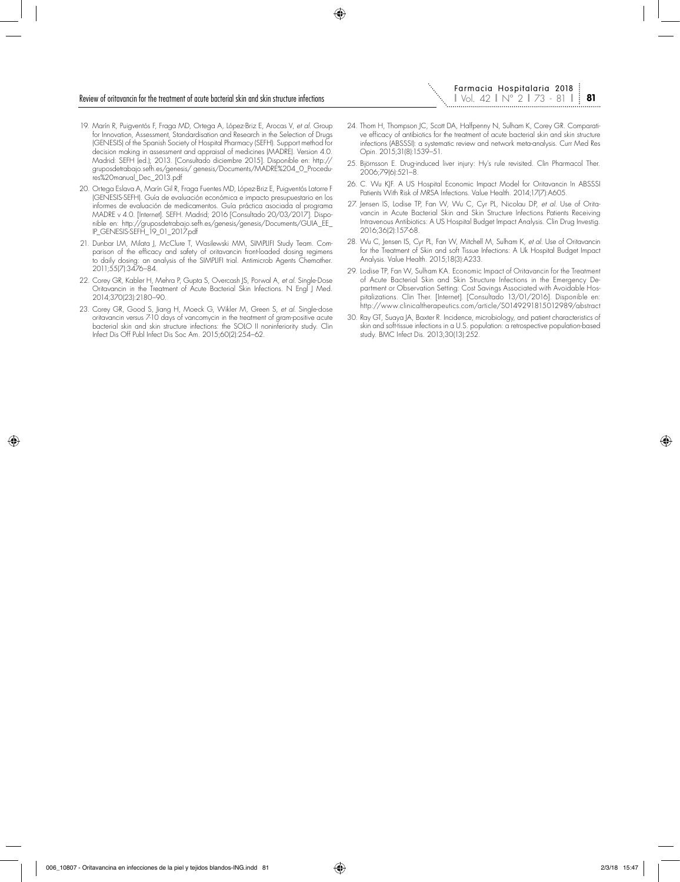19. Marín R, Puigventós F, Fraga MD, Ortega A, López-Briz E, Arocas V, *et al.* Group for Innovation, Assessment, Standardisation and Research in the Selection of Drugs (GENESIS) of the Spanish Society of Hospital Pharmacy (SEFH). Support method for decision making in assessment and appraisal of medicines (MADRE). Version 4.0. Madrid: SEFH (ed.); 2013. [Consultado diciembre 2015]. Disponible en: http://gruposdetrabajo.sefh.es/genesis/ genesis/Documents/MADRE%204_0_Procedures%20manual_Dec_2013.pdf

20. Ortega Eslava A, Marín Gil R, Fraga Fuentes MD, López-Briz E, Puigventós Latorre F (GENESIS-SEFH). Guía de evaluación económica e impacto presupuestario en los informes de evaluación de medicamentos. Guía práctica asociada al programa MADRE v 4.0. [Internet]. SEFH. Madrid; 2016 [Consultado 20/03/2017]. Disponible en: http://gruposdetrabajo.sefh.es/genesis/genesis/Documents/GUIA_EE_IP_GENESIS-SEFH_19_01_2017.pdf

21. Dunbar LM, Milata J, McClure T, Wasilewski MM, SIMPLIFI Study Team. Comparison of the efficacy and safety of oritavancin front-loaded dosing regimens to daily dosing: an analysis of the SIMPLIFI trial. Antimicrob Agents Chemother. 2011;55(7):3476–84.

22. Corey GR, Kabler H, Mehra P, Gupta S, Overcash JS, Porwal A, *et al.* Single-Dose Oritavancin in the Treatment of Acute Bacterial Skin Infections. N Engl J Med. 2014;370(23):2180–90.

23. Corey GR, Good S, Jiang H, Moeck G, Wikler M, Green S, *et al.* Single-dose oritavancin versus 7-10 days of vancomycin in the treatment of gram-positive acute bacterial skin and skin structure infections: the SOLO II noninferiority study. Clin Infect Dis Off Publ Infect Dis Soc Am. 2015;60(2):254–62.

24. Thom H, Thompson JC, Scott DA, Halfpenny N, Sulham K, Corey GR. Comparative efficacy of antibiotics for the treatment of acute bacterial skin and skin structure infections (ABSSSI): a systematic review and network meta-analysis. Curr Med Res Opin. 2015;31(8):1539–51.

25. Björnsson E. Drug-induced liver injury: Hy's rule revisited. Clin Pharmacol Ther. 2006;79(6):521–8.

26. C. Wu KJF. A US Hospital Economic Impact Model for Oritavancin In ABSSSI Patients With Risk of MRSA Infections. Value Health. 2014;17(7):A605.

27. Jensen IS, Lodise TP, Fan W, Wu C, Cyr PL, Nicolau DP, *et al.* Use of Oritavancin in Acute Bacterial Skin and Skin Structure Infections Patients Receiving Intravenous Antibiotics: A US Hospital Budget Impact Analysis. Clin Drug Investig. 2016;36(2):157-68.

28. Wu C, Jensen IS, Cyr PL, Fan W, Mitchell M, Sulham K, *et al.* Use of Oritavancin for the Treatment of Skin and soft Tissue Infections: A Uk Hospital Budget Impact Analysis. Value Health. 2015;18(3):A233.

29. Lodise TP, Fan W, Sulham KA. Economic Impact of Oritavancin for the Treatment of Acute Bacterial Skin and Skin Structure Infections in the Emergency Department or Observation Setting: Cost Savings Associated with Avoidable Hospitalizations. Clin Ther. [Internet]. [Consultado 13/01/2016]. Disponible en: http://www.clinicaltherapeutics.com/article/S0149291815012989/abstract

30. Ray GT, Suaya JA, Baxter R. Incidence, microbiology, and patient characteristics of skin and soft-tissue infections in a U.S. population: a retrospective population-based study. BMC Infect Dis. 2013;30(13):252.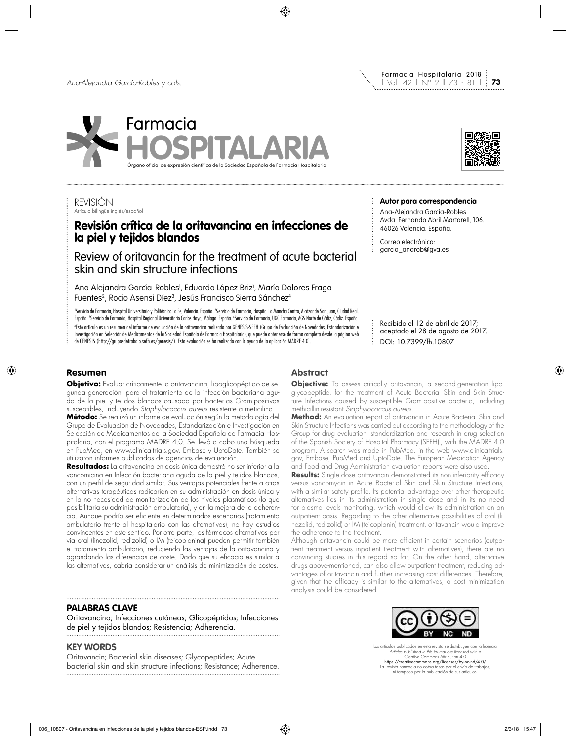REVISIÓN

Artículo bilingüe inglés/español

# Revisión crítica de la oritavancina en infecciones de la piel y tejidos blandos

## Review of oritavancin for the treatment of acute bacterial skin and skin structure infections

Ana Alejandra García-Robles[1], Eduardo López Briz[1], María Dolores Fraga Fuentes[2], Rocío Asensi Díez[3], Jesús Francisco Sierra Sánchez[4]

[1]Servicio de Farmacia, Hospital Universitario y Politécnico La Fe, Valencia. España. [2]Servicio de Farmacia, Hospital La Mancha Centro, Alcázar de San Juan, Ciudad Real. España. [3]Servicio de Farmacia, Hospital Regional Universitario Carlos Haya, Málaga. España. [4]Servicio de Farmacia, UGC Farmacia, AGS Norte de Cádiz, Cádiz. España.

Este artículo es un resumen del informe de evaluación de la oritavancina realizado por GENESIS-SEFH (Grupo de Evaluación de Novedades, Estandarización e Investigación en Selección de Medicamentos de la Sociedad Española de Farmacia Hospitalaria), que puede obtenerse de forma completa desde la página web de GENESIS (http://gruposdetrabajo.sefh.es/genesis/). Esta evaluación se ha realizado con la ayuda de la aplicación MADRE 4.0[1].

**Autor para correspondencia**

Ana-Alejandra García-Robles
Avda. Fernando Abril Martorell, 106.
46026 Valencia. España.

Correo electrónico:
garcia_anarob@gva.es

Recibido el 12 de abril de 2017;
aceptado el 28 de agosto de 2017.
DOI: 10.7399/fh.10807

### Resumen

**Objetivo:** Evaluar críticamente la oritavancina, lipoglicopéptido de segunda generación, para el tratamiento de la infección bacteriana aguda de la piel y tejidos blandos causada por bacterias Gram-positivas susceptibles, incluyendo *Staphylococcus aureus* resistente a meticilina.

**Método:** Se realizó un informe de evaluación según la metodología del Grupo de Evaluación de Novedades, Estandarización e Investigación en Selección de Medicamentos de la Sociedad Española de Farmacia Hospitalaria, con el programa MADRE 4.0. Se llevó a cabo una búsqueda en PubMed, en www.clinicaltrials.gov, Embase y UptoDate. También se utilizaron informes publicados de agencias de evaluación.

**Resultados:** La oritavancina en dosis única demostró no ser inferior a la vancomicina en Infección bacteriana aguda de la piel y tejidos blandos, con un perfil de seguridad similar. Sus ventajas potenciales frente a otras alternativas terapéuticas radicarían en su administración en dosis única y en la no necesidad de monitorización de los niveles plasmáticos (lo que posibilitaría su administración ambulatoria), y en la mejora de la adherencia. Aunque podría ser eficiente en determinados escenarios (tratamiento ambulatorio frente al hospitalario con las alternativas), no hay estudios convincentes en este sentido. Por otra parte, los fármacos alternativos por vía oral (linezolid, tedizolid) o IM (teicoplanina) pueden permitir también el tratamiento ambulatorio, reduciendo las ventajas de la oritavancina y agrandando las diferencias de coste. Dado que su eficacia es similar a las alternativas, cabría considerar un análisis de minimización de costes.

**PALABRAS CLAVE**

Oritavancina; Infecciones cutáneas; Glicopéptidos; Infecciones de piel y tejidos blandos; Resistencia; Adherencia.

### Abstract

**Objective:** To assess critically oritavancin, a second-generation lipoglycopeptide, for the treatment of Acute Bacterial Skin and Skin Structure Infections caused by susceptible Gram-positive bacteria, including methicillin-resistant *Staphylococcus aureus*.

**Method:** An evaluation report of oritavancin in Acute Bacterial Skin and Skin Structure Infections was carried out according to the methodology of the Group for drug evaluation, standardization and research in drug selection of the Spanish Society of Hospital Pharmacy (SEFH)[1], with the MADRE 4.0 program. A search was made in PubMed, in the web www.clinicaltrials.gov, Embase, PubMed and UptoDate. The European Medication Agency and Food and Drug Administration evaluation reports were also used.

**Results:** Single-dose oritavancin demonstrated its non-inferiority efficacy versus vancomycin in Acute Bacterial Skin and Skin Structure Infections, with a similar safety profile. Its potential advantage over other therapeutic alternatives lies in its administration in single dose and in its no need for plasma levels monitoring, which would allow its administration on an outpatient basis. Regarding to the other alternative possibilities of oral (linezolid, tedizolid) or IM (teicoplanin) treatment, oritavancin would improve the adherence to the treatment.

Although oritavancin could be more efficient in certain scenarios (outpatient treatment versus inpatient treatment with alternatives), there are no convincing studies in this regard so far. On the other hand, alternative drugs above-mentioned, can also allow outpatient treatment, reducing advantages of oritavancin and further increasing cost differences. Therefore, given that the efficacy is similar to the alternatives, a cost minimization analysis could be considered.

**KEY WORDS**

Oritavancin; Bacterial skin diseases; Glycopeptides; Acute bacterial skin and skin structure infections; Resistance; Adherence.

Los artículos publicados en esta revista se distribuyen con la licencia
*Articles published in this journal are licensed with a*
Creative Commons Attribution 4.0
https://creativecommons.org/licenses/by-nc-nd/4.0/
La revista Farmacia no cobra tasas por el envío de trabajos, ni tampoco por la publicación de sus artículos.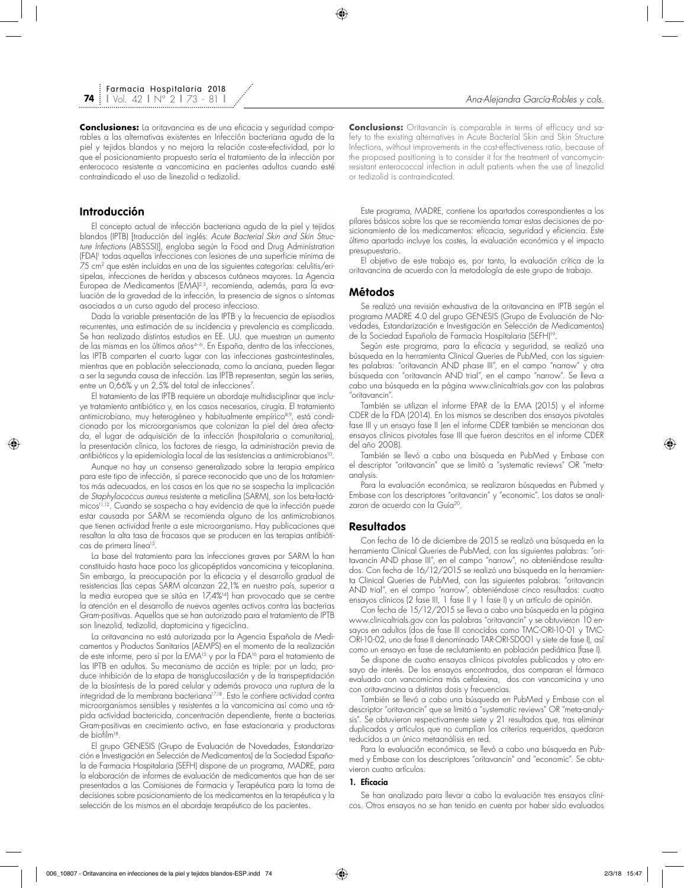**Conclusiones:** La oritavancina es de una eficacia y seguridad comparables a las alternativas existentes en Infección bacteriana aguda de la piel y tejidos blandos y no mejora la relación coste-efectividad, por lo que el posicionamiento propuesto sería el tratamiento de la infección por enterococo resistente a vancomicina en pacientes adultos cuando esté contraindicado el uso de linezolid o tedizolid.

**Conclusions:** Oritavancin is comparable in terms of efficacy and safety to the existing alternatives in Acute Bacterial Skin and Skin Structure Infections, without improvements in the cost-effectiveness ratio, because of the proposed positioning is to consider it for the treatment of vancomycin-resistant enterococcal infection in adult patients when the use of linezolid or tedizolid is contraindicated.

## Introducción

El concepto actual de infección bacteriana aguda de la piel y tejidos blandos (IPTB) [traducción del inglés: *Acute Bacterial Skin and Skin Structure Infections* (ABSSSI)], engloba según la Food and Drug Administration (FDA)[1] todas aquellas infecciones con lesiones de una superficie mínima de 75 cm$^2$ que estén incluidas en una de las siguientes categorías: celulitis/erisipelas, infecciones de heridas y abscesos cutáneos mayores. La Agencia Europea de Medicamentos (EMA)[2,3], recomienda, además, para la evaluación de la gravedad de la infección, la presencia de signos o síntomas asociados a un curso agudo del proceso infeccioso.

Dada la variable presentación de las IPTB y la frecuencia de episodios recurrentes, una estimación de su incidencia y prevalencia es complicada. Se han realizado distintos estudios en EE. UU. que muestran un aumento de las mismas en los últimos años[4-6]. En España, dentro de las infecciones, las IPTB comparten el cuarto lugar con las infecciones gastrointestinales, mientras que en población seleccionada, como la anciana, pueden llegar a ser la segunda causa de infección. Las IPTB representan, según las series, entre un 0,66% y un 2,5% del total de infecciones[7].

El tratamiento de las IPTB requiere un abordaje multidisciplinar que incluye tratamiento antibiótico y, en los casos necesarios, cirugía. El tratamiento antimicrobiano, muy heterogéneo y habitualmente empírico[8,9], está condicionado por los microorganismos que colonizan la piel del área afectada, el lugar de adquisición de la infección (hospitalaria o comunitaria), la presentación clínica, los factores de riesgo, la administración previa de antibióticos y la epidemiología local de las resistencias a antimicrobianos[10].

Aunque no hay un consenso generalizado sobre la terapia empírica para este tipo de infección, sí parece reconocido que uno de los tratamientos más adecuados, en los casos en los que no se sospecha la implicación de *Staphylococcus aureus* resistente a meticilina (SARM), son los beta-lactámicos[11,12]. Cuando se sospecha o hay evidencia de que la infección puede estar causada por SARM se recomienda alguno de los antimicrobianos que tienen actividad frente a este microorganismo. Hay publicaciones que resaltan la alta tasa de fracasos que se producen en las terapias antibióticas de primera línea[13].

La base del tratamiento para las infecciones graves por SARM la han constituido hasta hace poco los glicopéptidos vancomicina y teicoplanina. Sin embargo, la preocupación por la eficacia y el desarrollo gradual de resistencias (las cepas SARM alcanzan 22,1% en nuestro país, superior a la media europea que se sitúa en 17,4%[14]) han provocado que se centre la atención en el desarrollo de nuevos agentes activos contra las bacterias Gram-positivas. Aquellos que se han autorizado para el tratamiento de IPTB son linezolid, tedizolid, daptomicina y tigeciclina.

La oritavancina no está autorizada por la Agencia Española de Medicamentos y Productos Sanitarios (AEMPS) en el momento de la realización de este informe, pero sí por la EMA[15] y por la FDA[16] para el tratamiento de las IPTB en adultos. Su mecanismo de acción es triple: por un lado, produce inhibición de la etapa de transglucosilación y de la transpeptidación de la biosíntesis de la pared celular y además provoca una ruptura de la integridad de la membrana bacteriana[17,18]. Esto le confiere actividad contra microorganismos sensibles y resistentes a la vancomicina así como una rápida actividad bactericida, concentración dependiente, frente a bacterias Gram-positivas en crecimiento activo, en fase estacionaria y productoras de biofilm[18].

El grupo GENESIS (Grupo de Evaluación de Novedades, Estandarización e Investigación en Selección de Medicamentos) de la Sociedad Española de Farmacia Hospitalaria (SEFH) dispone de un programa, MADRE, para la elaboración de informes de evaluación de medicamentos que han de ser presentados a las Comisiones de Farmacia y Terapéutica para la toma de decisiones sobre posicionamiento de los medicamentos en la terapéutica y la selección de los mismos en el abordaje terapéutico de los pacientes.

Este programa, MADRE, contiene los apartados correspondientes a los pilares básicos sobre los que se recomienda tomar estas decisiones de posicionamiento de los medicamentos: eficacia, seguridad y eficiencia. Este último apartado incluye los costes, la evaluación económica y el impacto presupuestario.

El objetivo de este trabajo es, por tanto, la evaluación crítica de la oritavancina de acuerdo con la metodología de este grupo de trabajo.

## Métodos

Se realizó una revisión exhaustiva de la oritavancina en IPTB según el programa MADRE 4.0 del grupo GENESIS (Grupo de Evaluación de Novedades, Estandarización e Investigación en Selección de Medicamentos) de la Sociedad Española de Farmacia Hospitalaria (SEFH)[19].

Según este programa, para la eficacia y seguridad, se realizó una búsqueda en la herramienta Clinical Queries de PubMed, con las siguientes palabras: "oritavancin AND phase III", en el campo "narrow" y otra búsqueda con "oritavancin AND trial", en el campo "narrow". Se lleva a cabo una búsqueda en la página www.clinicaltrials.gov con las palabras "oritavancin".

También se utilizan el informe EPAR de la EMA (2015) y el informe CDER de la FDA (2014). En los mismos se describen dos ensayos pivotales fase III y un ensayo fase II (en el informe CDER también se mencionan dos ensayos clínicos pivotales fase III que fueron descritos en el informe CDER del año 2008).

También se llevó a cabo una búsqueda en PubMed y Embase con el descriptor "oritavancin" que se limitó a "systematic reviews" OR "meta-analysis.

Para la evaluación económica, se realizaron búsquedas en Pubmed y Embase con los descriptores "oritavancin" y "economic". Los datos se analizaron de acuerdo con la Guía[20].

## Resultados

Con fecha de 16 de diciembre de 2015 se realizó una búsqueda en la herramienta Clinical Queries de PubMed, con las siguientes palabras: "oritavancin AND phase III", en el campo "narrow", no obteniéndose resultados. Con fecha de 16/12/2015 se realizó una búsqueda en la herramienta Clinical Queries de PubMed, con las siguientes palabras: "oritavancin AND trial", en el campo "narrow", obteniéndose cinco resultados: cuatro ensayos clínicos (2 fase III, 1 fase II y 1 fase I) y un artículo de opinión.

Con fecha de 15/12/2015 se lleva a cabo una búsqueda en la página www.clinicaltrials.gov con las palabras "oritavancin" y se obtuvieron 10 ensayos en adultos (dos de fase III conocidos como TMC-ORI-10-01 y TMC-ORI-10-02, uno de fase II denominado TAR-ORI-SD001 y siete de fase I), así como un ensayo en fase de reclutamiento en población pediátrica (fase I).

Se dispone de cuatro ensayos clínicos pivotales publicados y otro ensayo de interés. De los ensayos encontrados, dos comparan el fármaco evaluado con vancomicina más cefalexina, dos con vancomicina y uno con oritavancina a distintas dosis y frecuencias.

También se llevó a cabo una búsqueda en PubMed y Embase con el descriptor "oritavancin" que se limitó a "systematic reviews" OR "meta-analysis". Se obtuvieron respectivamente siete y 21 resultados que, tras eliminar duplicados y artículos que no cumplían los criterios requeridos, quedaron reducidos a un único metaanálisis en red.

Para la evaluación económica, se llevó a cabo una búsqueda en Pubmed y Embase con los descriptores "oritavancin" and "economic". Se obtuvieron cuatro artículos.

### 1. Eficacia

Se han analizado para llevar a cabo la evaluación tres ensayos clínicos. Otros ensayos no se han tenido en cuenta por haber sido evaluados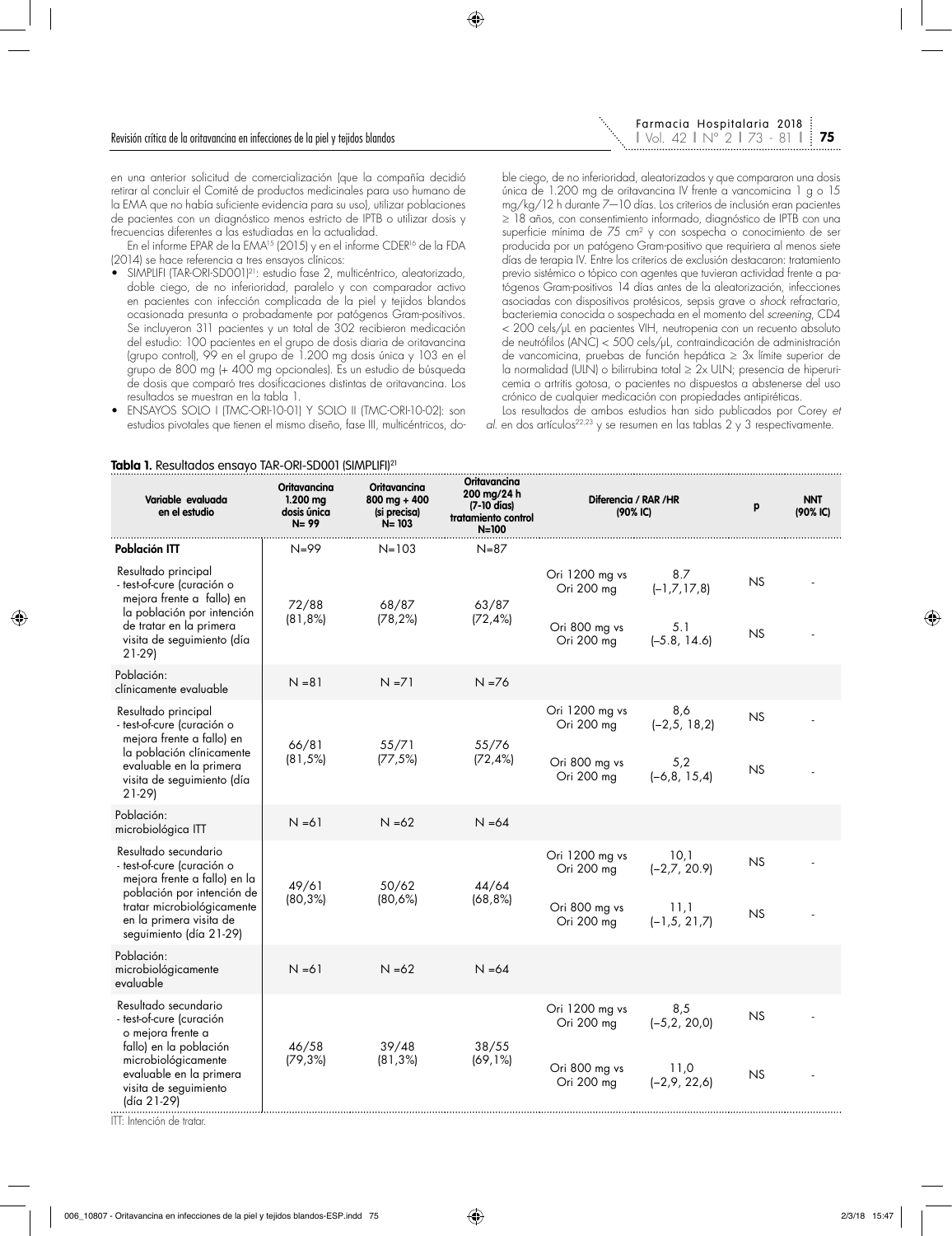en una anterior solicitud de comercialización (que la compañía decidió retirar al concluir el Comité de productos medicinales para uso humano de la EMA que no había suficiente evidencia para su uso), utilizar poblaciones de pacientes con un diagnóstico menos estricto de IPTB o utilizar dosis y frecuencias diferentes a las estudiadas en la actualidad.

En el informe EPAR de la EMA[15] (2015) y en el informe CDER[16] de la FDA (2014) se hace referencia a tres ensayos clínicos:

- SIMPLIFI (TAR-ORI-SD001)[21]: estudio fase 2, multicéntrico, aleatorizado, doble ciego, de no inferioridad, paralelo y con comparador activo en pacientes con infección complicada de la piel y tejidos blandos ocasionada presunta o probadamente por patógenos Gram-positivos. Se incluyeron 311 pacientes y un total de 302 recibieron medicación del estudio: 100 pacientes en el grupo de dosis diaria de oritavancina (grupo control), 99 en el grupo de 1.200 mg dosis única y 103 en el grupo de 800 mg (+ 400 mg opcionales). Es un estudio de búsqueda de dosis que comparó tres dosificaciones distintas de oritavancina. Los resultados se muestran en la tabla 1.
- ENSAYOS SOLO I (TMC-ORI-10-01) Y SOLO II (TMC-ORI-10-02): son estudios pivotales que tienen el mismo diseño, fase III, multicéntricos, doble ciego, de no inferioridad, aleatorizados y que compararon una dosis única de 1.200 mg de oritavancina IV frente a vancomicina 1 g o 15 mg/kg/12 h durante 7—10 días. Los criterios de inclusión eran pacientes ≥ 18 años, con consentimiento informado, diagnóstico de IPTB con una superficie mínima de 75 cm² y con sospecha o conocimiento de ser producida por un patógeno Gram-positivo que requiriera al menos siete días de terapia IV. Entre los criterios de exclusión destacaron: tratamiento previo sistémico o tópico con agentes que tuvieran actividad frente a patógenos Gram-positivos 14 días antes de la aleatorización, infecciones asociadas con dispositivos protésicos, sepsis grave o *shock* refractario, bacteriemia conocida o sospechada en el momento del *screening*, CD4 < 200 cels/µL en pacientes VIH, neutropenia con un recuento absoluto de neutrófilos (ANC) < 500 cels/µL, contraindicación de administración de vancomicina, pruebas de función hepática ≥ 3x límite superior de la normalidad (ULN) o bilirrubina total ≥ 2x ULN; presencia de hiperuricemia o artritis gotosa, o pacientes no dispuestos a abstenerse del uso crónico de cualquier medicación con propiedades antipiréticas.

Los resultados de ambos estudios han sido publicados por Corey *et al.* en dos artículos[22,23] y se resumen en las tablas 2 y 3 respectivamente.

**Tabla 1.** Resultados ensayo TAR-ORI-SD001 (SIMPLIFI)[21]

| Variable evaluada en el estudio | Oritavancina 1.200 mg dosis única N= 99 | Oritavancina 800 mg + 400 (si precisa) N= 103 | Oritavancina 200 mg/24 h (7-10 días) tratamiento control N=100 | Diferencia / RAR /HR (90% IC) | | p | NNT (90% IC) |
|---|---|---|---|---|---|---|---|
| **Población ITT** | N=99 | N=103 | N=87 | | | | |
| Resultado principal - test-of-cure (curación o mejora frente a fallo) en la población por intención de tratar en la primera visita de seguimiento (día 21-29) | 72/88 (81,8%) | 68/87 (78,2%) | 63/87 (72,4%) | Ori 1200 mg vs Ori 200 mg | 8.7 (–1,7,17,8) | NS | - |
| | | | | Ori 800 mg vs Ori 200 mg | 5.1 (–5.8, 14.6) | NS | - |
| Población: clínicamente evaluable | N =81 | N =71 | N =76 | | | | |
| Resultado principal - test-of-cure (curación o mejora frente a fallo) en la población clínicamente evaluable en la primera visita de seguimiento (día 21-29) | 66/81 (81,5%) | 55/71 (77,5%) | 55/76 (72,4%) | Ori 1200 mg vs Ori 200 mg | 8,6 (–2,5, 18,2) | NS | - |
| | | | | Ori 800 mg vs Ori 200 mg | 5,2 (–6,8, 15,4) | NS | - |
| Población: microbiológica ITT | N =61 | N =62 | N =64 | | | | |
| Resultado secundario - test-of-cure (curación o mejora frente a fallo) en la población por intención de tratar microbiológicamente en la primera visita de seguimiento (día 21-29) | 49/61 (80,3%) | 50/62 (80,6%) | 44/64 (68,8%) | Ori 1200 mg vs Ori 200 mg | 10,1 (–2,7, 20.9) | NS | - |
| | | | | Ori 800 mg vs Ori 200 mg | 11,1 (–1,5, 21,7) | NS | - |
| Población: microbiológicamente evaluable | N =61 | N =62 | N =64 | | | | |
| Resultado secundario - test-of-cure (curación o mejora frente a fallo) en la población microbiológicamente evaluable en la primera visita de seguimiento (día 21-29) | 46/58 (79,3%) | 39/48 (81,3%) | 38/55 (69,1%) | Ori 1200 mg vs Ori 200 mg | 8,5 (–5,2, 20,0) | NS | - |
| | | | | Ori 800 mg vs Ori 200 mg | 11,0 (–2,9, 22,6) | NS | - |

ITT: Intención de tratar.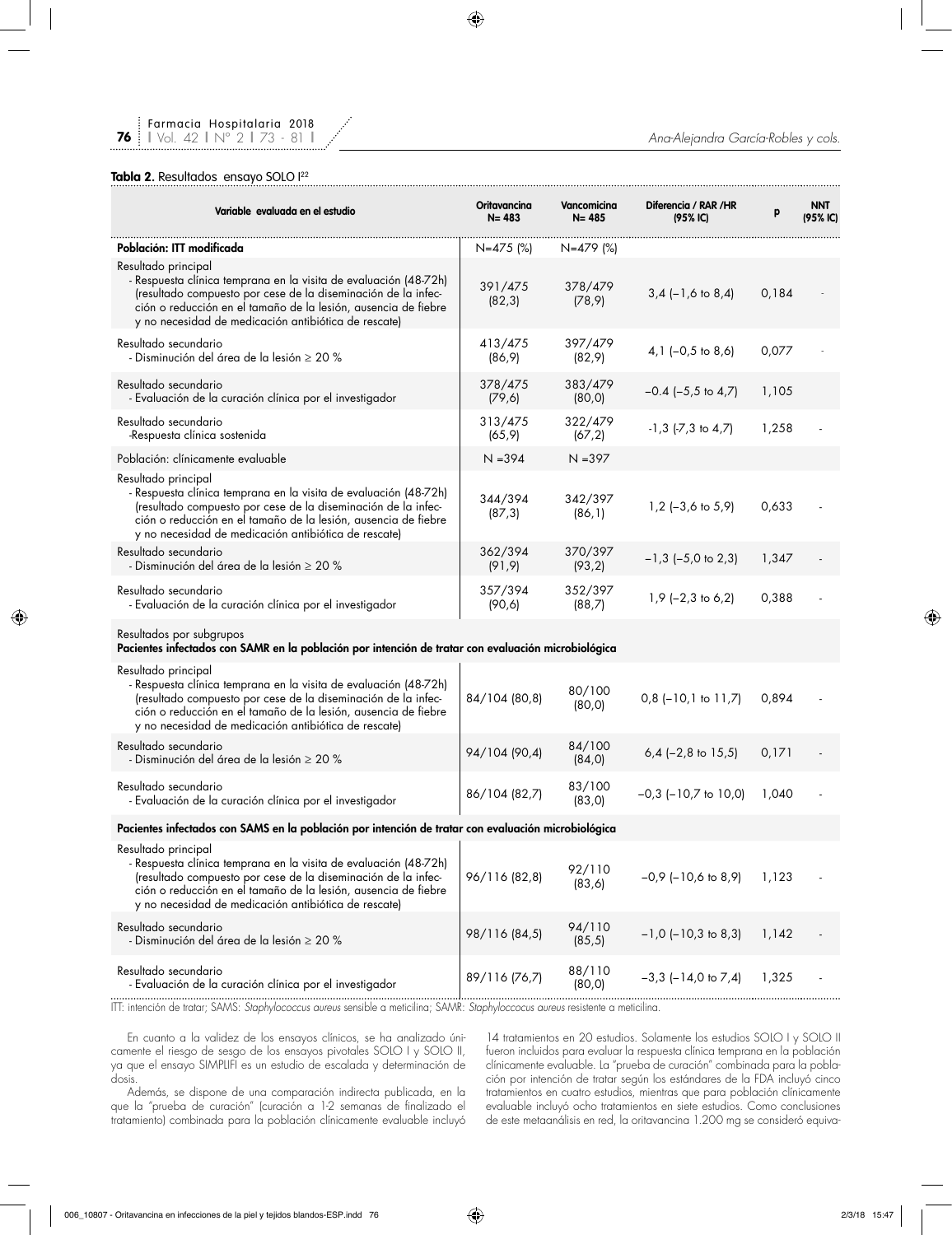**Tabla 2.** Resultados ensayo SOLO I[22]

| Variable evaluada en el estudio | Oritavancina N= 483 | Vancomicina N= 485 | Diferencia / RAR /HR (95% IC) | p | NNT (95% IC) |
|---|---|---|---|---|---|
| **Población: ITT modificada** | N=475 (%) | N=479 (%) | | | |
| Resultado principal<br>- Respuesta clínica temprana en la visita de evaluación (48-72h) (resultado compuesto por cese de la diseminación de la infección o reducción en el tamaño de la lesión, ausencia de fiebre y no necesidad de medicación antibiótica de rescate) | 391/475 (82,3) | 378/479 (78,9) | 3,4 (–1,6 to 8,4) | 0,184 | - |
| Resultado secundario<br>- Disminución del área de la lesión ≥ 20 % | 413/475 (86,9) | 397/479 (82,9) | 4,1 (–0,5 to 8,6) | 0,077 | - |
| Resultado secundario<br>- Evaluación de la curación clínica por el investigador | 378/475 (79,6) | 383/479 (80,0) | –0.4 (–5,5 to 4,7) | 1,105 | |
| Resultado secundario<br>-Respuesta clínica sostenida | 313/475 (65,9) | 322/479 (67,2) | -1,3 (-7,3 to 4,7) | 1,258 | - |
| Población: clínicamente evaluable | N =394 | N =397 | | | |
| Resultado principal<br>- Respuesta clínica temprana en la visita de evaluación (48-72h) (resultado compuesto por cese de la diseminación de la infección o reducción en el tamaño de la lesión, ausencia de fiebre y no necesidad de medicación antibiótica de rescate) | 344/394 (87,3) | 342/397 (86,1) | 1,2 (–3,6 to 5,9) | 0,633 | - |
| Resultado secundario<br>- Disminución del área de la lesión ≥ 20 % | 362/394 (91,9) | 370/397 (93,2) | –1,3 (–5,0 to 2,3) | 1,347 | - |
| Resultado secundario<br>- Evaluación de la curación clínica por el investigador | 357/394 (90,6) | 352/397 (88,7) | 1,9 (–2,3 to 6,2) | 0,388 | - |
| Resultados por subgrupos<br>**Pacientes infectados con SAMR en la población por intención de tratar con evaluación microbiológica** | | | | | |
| Resultado principal<br>- Respuesta clínica temprana en la visita de evaluación (48-72h) (resultado compuesto por cese de la diseminación de la infección o reducción en el tamaño de la lesión, ausencia de fiebre y no necesidad de medicación antibiótica de rescate) | 84/104 (80,8) | 80/100 (80,0) | 0,8 (–10,1 to 11,7) | 0,894 | - |
| Resultado secundario<br>- Disminución del área de la lesión ≥ 20 % | 94/104 (90,4) | 84/100 (84,0) | 6,4 (–2,8 to 15,5) | 0,171 | - |
| Resultado secundario<br>- Evaluación de la curación clínica por el investigador | 86/104 (82,7) | 83/100 (83,0) | –0,3 (–10,7 to 10,0) | 1,040 | - |
| **Pacientes infectados con SAMS en la población por intención de tratar con evaluación microbiológica** | | | | | |
| Resultado principal<br>- Respuesta clínica temprana en la visita de evaluación (48-72h) (resultado compuesto por cese de la diseminación de la infección o reducción en el tamaño de la lesión, ausencia de fiebre y no necesidad de medicación antibiótica de rescate) | 96/116 (82,8) | 92/110 (83,6) | –0,9 (–10,6 to 8,9) | 1,123 | - |
| Resultado secundario<br>- Disminución del área de la lesión ≥ 20 % | 98/116 (84,5) | 94/110 (85,5) | –1,0 (–10,3 to 8,3) | 1,142 | - |
| Resultado secundario<br>- Evaluación de la curación clínica por el investigador | 89/116 (76,7) | 88/110 (80,0) | –3,3 (–14,0 to 7,4) | 1,325 | - |

ITT: intención de tratar; SAMS: *Staphylococcus aureus* sensible a meticilina; SAMR: *Staphyloccocus aureus* resistente a meticilina.

En cuanto a la validez de los ensayos clínicos, se ha analizado únicamente el riesgo de sesgo de los ensayos pivotales SOLO I y SOLO II, ya que el ensayo SIMPLIFI es un estudio de escalada y determinación de dosis.

Además, se dispone de una comparación indirecta publicada, en la que la "prueba de curación" (curación a 1-2 semanas de finalizado el tratamiento) combinada para la población clínicamente evaluable incluyó 14 tratamientos en 20 estudios. Solamente los estudios SOLO I y SOLO II fueron incluidos para evaluar la respuesta clínica temprana en la población clínicamente evaluable. La "prueba de curación" combinada para la población por intención de tratar según los estándares de la FDA incluyó cinco tratamientos en cuatro estudios, mientras que para población clínicamente evaluable incluyó ocho tratamientos en siete estudios. Como conclusiones de este metaanálisis en red, la oritavancina 1.200 mg se consideró equiva-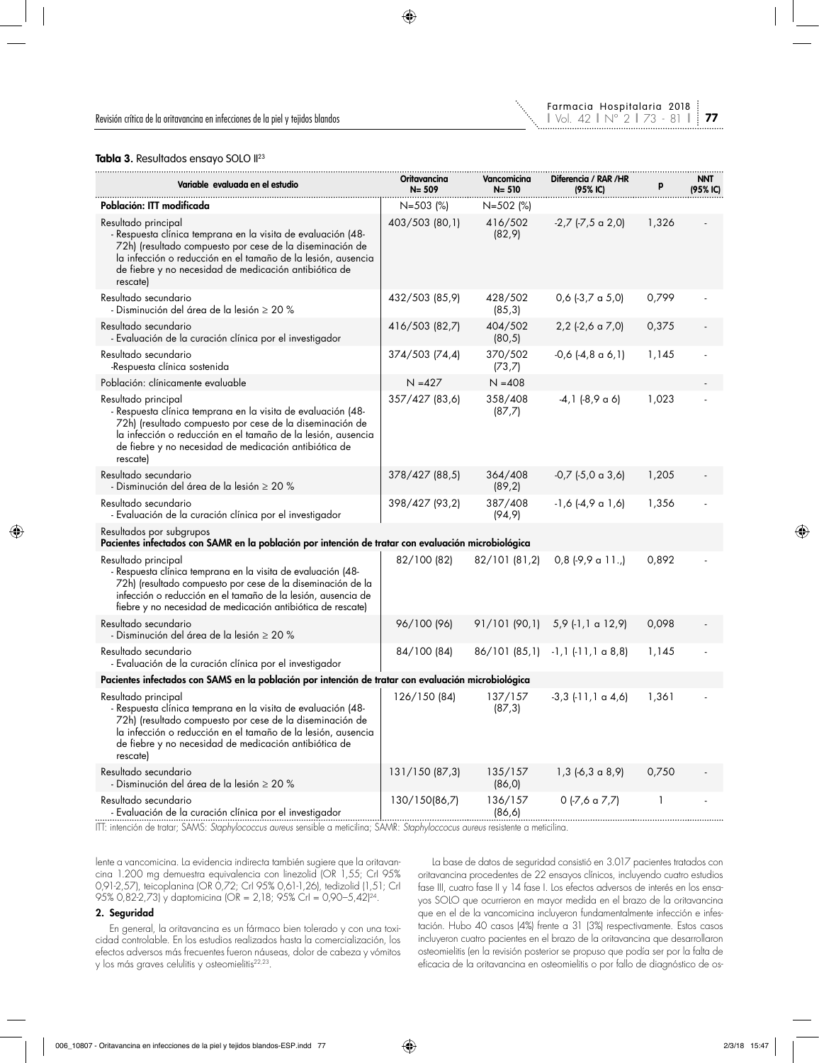**Tabla 3.** Resultados ensayo SOLO II[23]

| Variable evaluada en el estudio | Oritavancina N= 509 | Vancomicina N= 510 | Diferencia / RAR /HR (95% IC) | p | NNT (95% IC) |
|---|---|---|---|---|---|
| **Población: ITT modificada** | N=503 (%) | N=502 (%) | | | |
| Resultado principal - Respuesta clínica temprana en la visita de evaluación (48-72h) (resultado compuesto por cese de la diseminación de la infección o reducción en el tamaño de la lesión, ausencia de fiebre y no necesidad de medicación antibiótica de rescate) | 403/503 (80,1) | 416/502 (82,9) | -2,7 (-7,5 a 2,0) | 1,326 | - |
| Resultado secundario - Disminución del área de la lesión ≥ 20 % | 432/503 (85,9) | 428/502 (85,3) | 0,6 (-3,7 a 5,0) | 0,799 | - |
| Resultado secundario - Evaluación de la curación clínica por el investigador | 416/503 (82,7) | 404/502 (80,5) | 2,2 (-2,6 a 7,0) | 0,375 | - |
| Resultado secundario -Respuesta clínica sostenida | 374/503 (74,4) | 370/502 (73,7) | -0,6 (-4,8 a 6,1) | 1,145 | - |
| Población: clínicamente evaluable | N =427 | N =408 | | | - |
| Resultado principal - Respuesta clínica temprana en la visita de evaluación (48-72h) (resultado compuesto por cese de la diseminación de la infección o reducción en el tamaño de la lesión, ausencia de fiebre y no necesidad de medicación antibiótica de rescate) | 357/427 (83,6) | 358/408 (87,7) | -4,1 (-8,9 a 6) | 1,023 | - |
| Resultado secundario - Disminución del área de la lesión ≥ 20 % | 378/427 (88,5) | 364/408 (89,2) | -0,7 (-5,0 a 3,6) | 1,205 | - |
| Resultado secundario - Evaluación de la curación clínica por el investigador | 398/427 (93,2) | 387/408 (94,9) | -1,6 (-4,9 a 1,6) | 1,356 | - |
| Resultados por subgrupos **Pacientes infectados con SAMR en la población por intención de tratar con evaluación microbiológica** | | | | | |
| Resultado principal - Respuesta clínica temprana en la visita de evaluación (48-72h) (resultado compuesto por cese de la diseminación de la infección o reducción en el tamaño de la lesión, ausencia de fiebre y no necesidad de medicación antibiótica de rescate) | 82/100 (82) | 82/101 (81,2) | 0,8 (-9,9 a 11.,) | 0,892 | - |
| Resultado secundario - Disminución del área de la lesión ≥ 20 % | 96/100 (96) | 91/101 (90,1) | 5,9 (-1,1 a 12,9) | 0,098 | - |
| Resultado secundario - Evaluación de la curación clínica por el investigador | 84/100 (84) | 86/101 (85,1) | -1,1 (-11,1 a 8,8) | 1,145 | - |
| **Pacientes infectados con SAMS en la población por intención de tratar con evaluación microbiológica** | | | | | |
| Resultado principal - Respuesta clínica temprana en la visita de evaluación (48-72h) (resultado compuesto por cese de la diseminación de la infección o reducción en el tamaño de la lesión, ausencia de fiebre y no necesidad de medicación antibiótica de rescate) | 126/150 (84) | 137/157 (87,3) | -3,3 (-11,1 a 4,6) | 1,361 | - |
| Resultado secundario - Disminución del área de la lesión ≥ 20 % | 131/150 (87,3) | 135/157 (86,0) | 1,3 (-6,3 a 8,9) | 0,750 | - |
| Resultado secundario - Evaluación de la curación clínica por el investigador | 130/150(86,7) | 136/157 (86,6) | 0 (-7,6 a 7,7) | 1 | - |

ITT: intención de tratar; SAMS: *Staphylococcus aureus* sensible a meticilina; SAMR: *Staphyloccocus aureus* resistente a meticilina.

lente a vancomicina. La evidencia indirecta también sugiere que la oritavancina 1.200 mg demuestra equivalencia con linezolid (OR 1,55; CrI 95% 0,91-2,57), teicoplanina (OR 0,72; CrI 95% 0,61-1,26), tedizolid (1,51; CrI 95% 0,82-2,73) y daptomicina (OR = 2,18; 95% CrI = 0,90–5,42)[24].

### 2. Seguridad

En general, la oritavancina es un fármaco bien tolerado y con una toxicidad controlable. En los estudios realizados hasta la comercialización, los efectos adversos más frecuentes fueron náuseas, dolor de cabeza y vómitos y los más graves celulitis y osteomielitis[22,23].

La base de datos de seguridad consistió en 3.017 pacientes tratados con oritavancina procedentes de 22 ensayos clínicos, incluyendo cuatro estudios fase III, cuatro fase II y 14 fase I. Los efectos adversos de interés en los ensayos SOLO que ocurrieron en mayor medida en el brazo de la oritavancina que en el de la vancomicina incluyeron fundamentalmente infección e infestación. Hubo 40 casos (4%) frente a 31 (3%) respectivamente. Estos casos incluyeron cuatro pacientes en el brazo de la oritavancina que desarrollaron osteomielitis (en la revisión posterior se propuso que podía ser por la falta de eficacia de la oritavancina en osteomielitis o por fallo de diagnóstico de os-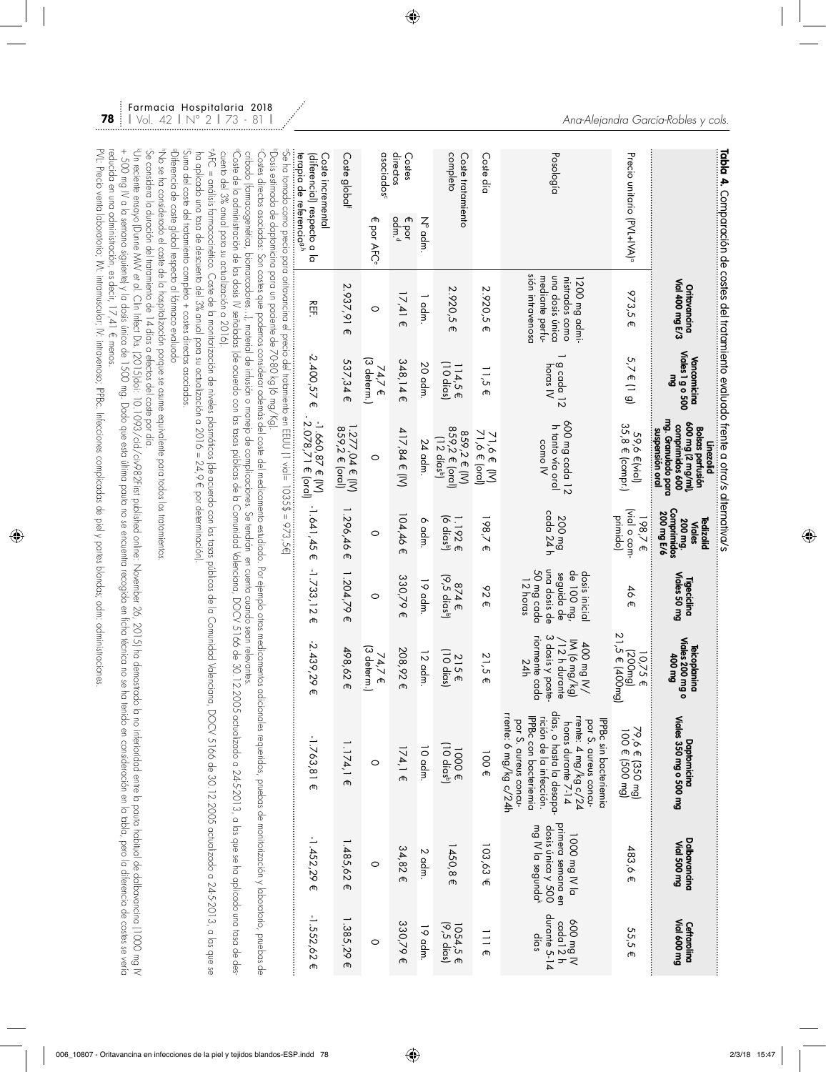**Tabla 4.** Comparación de costes del tratamiento evaluado frente a otra/s alternativa/s

| | | Oritavancina Vial 400 mg E/3 | Vancomicina Viales 1 g o 500 mg | Linezolid Bolsas perfusión 600 mg (2 mg/ml), comprimidos 600 mg. Granulado para suspensión oral | Tedizolid Viales 200 mg. Comprimidos 200 mg E/6 | Tigeciclina Viales 50 mg | Teicoplanina Viales 200 mg o 400 mg | Daptomicina Viales 350 mg o 500 mg | Dalbavancina Vial 500 mg | Ceftarolina Vial 600 mg |
|---|---|---|---|---|---|---|---|---|---|---|
| Precio unitario (PVL+IVA)[a] | | 973,5 € | 5,7 € (1 g) | 59,6 € (vial) 35,8 € (compr.) | 198,7 € (vial o comprimido) | 46 € | 10,75 € (200mg) 21,5 € (400mg) | 79,6 € (350 mg) 100 € (500 mg) | 483,6 € | 55,5 € |
| Posología | | 1200 mg administrados como una dosis única mediante perfusión intravenosa | 1 g cada 12 horas IV | 600 mg cada 12 h tanto vía oral como IV | 200 mg cada 24 h | dosis inicial de 100 mg, seguida de una dosis de 50 mg cada 12 horas | 400 mg IV/IM (6 mg/kg) /12 h durante 3 dosis y posteriormente cada 24h | IPPBc sin bacteriemia por S. aureus concurrente: 4 mg/kg c/24 horas durante 7-14 días, o hasta la desaparición de la infección. IPPBc con bacteriemia por S. aureus concurrente: 6 mg/kg c/24h | 1000 mg IV la primera semana en dosis única y 500 mg IV la segunda[k] | 600 mg IV cada12 h durante 5-14 días |
| Coste día | | 2.920,5 € | 11,5 € | 71,6 € (IV) 71,6 € (oral) | 198,7 € | 92 € | 21,5 € | 100 € | 103,63 € | 111 € |
| Coste tratamiento completo | | 2.920,5 € | 114,5 € (10 días) | 859,2 € (IV) 859,2 € (oral) (12 días[h]) | 1.192 € (6 días[h]) | 874 € (9,5 días[h]) | 215 € (10 días) | 1000 € (10 días[h]) | 1450,8 € | 1054,5 € (9,5 días) |
| Costes directos asociados[c] | Nº adm. | 1 adm. | 20 adm. | 24 adm. | 6 adm. | 19 adm. | 12 adm. | 10 adm. | 2 adm. | 19 adm. |
| | € por adm.[d] | 17,41 € | 348,14 € | 417,84 € (IV) | 104,46 € | 330,79 € | 208,92 € | 174,1 € | 34,82 € | 330,79 € |
| | € por AFC[e] | 0 | 74,7 € (3 determ.) | 0 | 0 | 0 | 74,7 € (3 determ.) | 0 | 0 | 0 |
| Coste global[f] | | 2.937,91 € | 537,34 € | 1.277,04 € (IV) 859,2 € (oral) | 1.296,46 € | 1.204,79 € | 498,62 € | 1.174,1 € | 1.485,62 € | 1.385,29 € |
| Coste incremental (diferencial) respecto a la terapia de referencia[g,h] | | REF. | -2.400,57 € | -1.660,87 € (IV) - 2.078,71 € (oral) | -1.641,45 € | -1.733,12 € | -2.439,29 € | -1.763,81 € | -1.452,29 € | -1.552,62 € |

[a]Se ha tomado como precio para oritavancina el precio del tratamiento en EEUU (1 vial= 1035$ = 973,5€).
[b]Dosis estimada de daptomicina para un paciente de 70-80 kg (6 mg/Kg).
[c]Costes directos asociados: Son costes que podemos considerar además del coste del medicamento estudiado. Por ejemplo otros medicamentos adicionales requeridos, pruebas de monitorización y laboratorio, pruebas de cribado (farmacogenética, biomarcadores...), material de infusión o manejo de complicaciones. Se tendrán en cuenta cuando sean relevantes.
[d]Coste de la administración de las dosis IV señaladas (de acuerdo con las tasas públicas de la Comunidad Valenciana, DOCV 5166 de 30.12.2005 actualizado a 24-5-2013, a las que se ha aplicado una tasa de descuento del 3% anual para su actualización a 2016).
[e]AFC = análisis farmacocinético. Coste de la monitorización de niveles plasmáticos (de acuerdo con las tasas públicas de la Comunidad Valenciana, DOCV 5166 de 30.12.2005 actualizado a 24-5-2013, a las que se ha aplicado una tasa de descuento del 3% anual para su actualización a 2016 = 24,9 € por determinación).
[f]Suma del coste del tratamiento completo + costes directos asociados.
[g]Diferencia de coste global respecto al fármaco evaluado.
[h]No se ha considerado el coste de la hospitalización porque se asume equivalente para todos los tratamientos.
[i]Se considera la duración del tratamiento de 14 días a efectos del coste por día.
[k]Un reciente ensayo (Dunne MW et al. Clin Infect Dis. (2015)doi: 10.1093/cid/civ982First published online: November 26, 2015) ha demostrado la no inferioridad entre la pauta habitual de dalbavancina (1000 mg IV + 500 mg IV a la semana siguiente) y la dosis única de 1500 mg. Dado que esta última pauta no se encuentra recogida en ficha técnica no se ha tenido en consideración en la tabla, pero la diferencia de costes se vería reducida en una administración, es decir, 17,41 € menos.
PVL: Precio venta laboratorio; IM: intramuscular; IV: intravenoso; IPPBc: Infecciones complicadas de piel y partes blandas; adm: administraciones.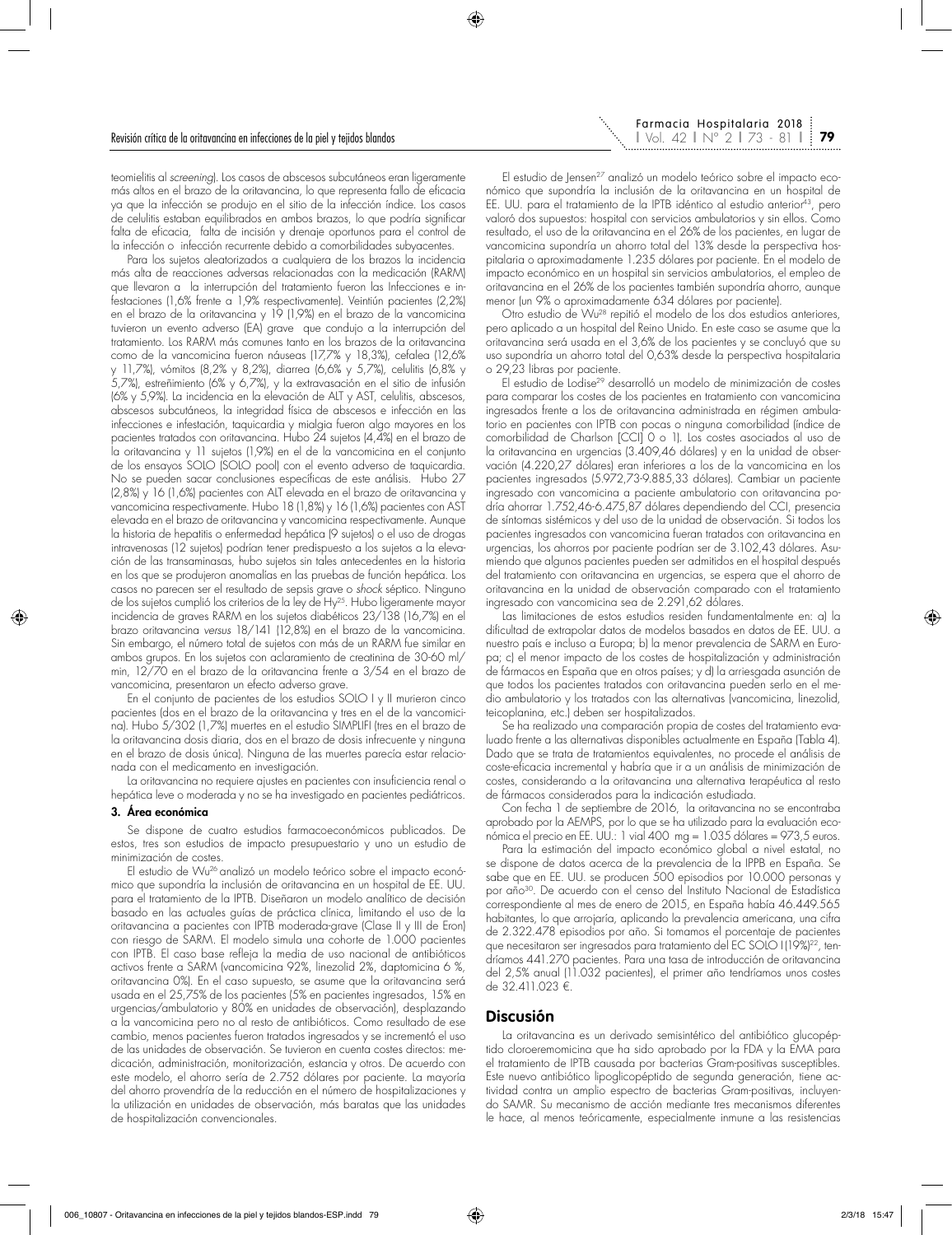teomielitis al *screening*). Los casos de abscesos subcutáneos eran ligeramente más altos en el brazo de la oritavancina, lo que representa fallo de eficacia ya que la infección se produjo en el sitio de la infección índice. Los casos de celulitis estaban equilibrados en ambos brazos, lo que podría significar falta de eficacia, falta de incisión y drenaje oportunos para el control de la infección o infección recurrente debido a comorbilidades subyacentes.

Para los sujetos aleatorizados a cualquiera de los brazos la incidencia más alta de reacciones adversas relacionadas con la medicación (RARM) que llevaron a la interrupción del tratamiento fueron las Infecciones e infestaciones (1,6% frente a 1,9% respectivamente). Veintiún pacientes (2,2%) en el brazo de la oritavancina y 19 (1,9%) en el brazo de la vancomicina tuvieron un evento adverso (EA) grave que condujo a la interrupción del tratamiento. Los RARM más comunes tanto en los brazos de la oritavancina como de la vancomicina fueron náuseas (17,7% y 18,3%), cefalea (12,6% y 11,7%), vómitos (8,2% y 8,2%), diarrea (6,6% y 5,7%), celulitis (6,8% y 5,7%), estreñimiento (6% y 6,7%), y la extravasación en el sitio de infusión (6% y 5,9%). La incidencia en la elevación de ALT y AST, celulitis, abscesos, abscesos subcutáneos, la integridad física de abscesos e infección en las infecciones e infestación, taquicardia y mialgia fueron algo mayores en los pacientes tratados con oritavancina. Hubo 24 sujetos (4,4%) en el brazo de la oritavancina y 11 sujetos (1,9%) en el de la vancomicina en el conjunto de los ensayos SOLO (SOLO pool) con el evento adverso de taquicardia. No se pueden sacar conclusiones específicas de este análisis. Hubo 27 (2,8%) y 16 (1,6%) pacientes con ALT elevada en el brazo de oritavancina y vancomicina respectivamente. Hubo 18 (1,8%) y 16 (1,6%) pacientes con AST elevada en el brazo de oritavancina y vancomicina respectivamente. Aunque la historia de hepatitis o enfermedad hepática (9 sujetos) o el uso de drogas intravenosas (12 sujetos) podrían tener predispuesto a los sujetos a la elevación de las transaminasas, hubo sujetos sin tales antecedentes en la historia en los que se produjeron anomalías en las pruebas de función hepática. Los casos no parecen ser el resultado de sepsis grave o *shock* séptico. Ninguno de los sujetos cumplió los criterios de la ley de Hy[25]. Hubo ligeramente mayor incidencia de graves RARM en los sujetos diabéticos 23/138 (16,7%) en el brazo oritavancina *versus* 18/141 (12,8%) en el brazo de la vancomicina. Sin embargo, el número total de sujetos con más de un RARM fue similar en ambos grupos. En los sujetos con aclaramiento de creatinina de 30-60 ml/min, 12/70 en el brazo de la oritavancina frente a 3/54 en el brazo de vancomicina, presentaron un efecto adverso grave.

En el conjunto de pacientes de los estudios SOLO I y II murieron cinco pacientes (dos en el brazo de la oritavancina y tres en el de la vancomicina). Hubo 5/302 (1,7%) muertes en el estudio SIMPLIFI (tres en el brazo de la oritavancina dosis diaria, dos en el brazo de dosis infrecuente y ninguna en el brazo de dosis única). Ninguna de las muertes parecía estar relacionada con el medicamento en investigación.

La oritavancina no requiere ajustes en pacientes con insuficiencia renal o hepática leve o moderada y no se ha investigado en pacientes pediátricos.

### 3. Área económica

Se dispone de cuatro estudios farmacoeconómicos publicados. De estos, tres son estudios de impacto presupuestario y uno un estudio de minimización de costes.

El estudio de Wu[26] analizó un modelo teórico sobre el impacto económico que supondría la inclusión de oritavancina en un hospital de EE. UU. para el tratamiento de la IPTB. Diseñaron un modelo analítico de decisión basado en las actuales guías de práctica clínica, limitando el uso de la oritavancina a pacientes con IPTB moderada-grave (Clase II y III de Eron) con riesgo de SARM. El modelo simula una cohorte de 1.000 pacientes con IPTB. El caso base refleja la media de uso nacional de antibióticos activos frente a SARM (vancomicina 92%, linezolid 2%, daptomicina 6 %, oritavancina 0%). En el caso supuesto, se asume que la oritavancina será usada en el 25,75% de los pacientes (5% en pacientes ingresados, 15% en urgencias/ambulatorio y 80% en unidades de observación), desplazando a la vancomicina pero no al resto de antibióticos. Como resultado de este cambio, menos pacientes fueron tratados ingresados y se incrementó el uso de las unidades de observación. Se tuvieron en cuenta costes directos: medicación, administración, monitorización, estancia y otros. De acuerdo con este modelo, el ahorro sería de 2.752 dólares por paciente. La mayoría del ahorro provendría de la reducción en el número de hospitalizaciones y la utilización en unidades de observación, más baratas que las unidades de hospitalización convencionales.

El estudio de Jensen[27] analizó un modelo teórico sobre el impacto económico que supondría la inclusión de la oritavancina en un hospital de EE. UU. para el tratamiento de la IPTB idéntico al estudio anterior[43], pero valoró dos supuestos: hospital con servicios ambulatorios y sin ellos. Como resultado, el uso de la oritavancina en el 26% de los pacientes, en lugar de vancomicina supondría un ahorro total del 13% desde la perspectiva hospitalaria o aproximadamente 1.235 dólares por paciente. En el modelo de impacto económico en un hospital sin servicios ambulatorios, el empleo de oritavancina en el 26% de los pacientes también supondría ahorro, aunque menor (un 9% o aproximadamente 634 dólares por paciente).

Otro estudio de Wu[28] repitió el modelo de los dos estudios anteriores, pero aplicado a un hospital del Reino Unido. En este caso se asume que la oritavancina será usada en el 3,6% de los pacientes y se concluyó que su uso supondría un ahorro total del 0,63% desde la perspectiva hospitalaria o 29,23 libras por paciente.

El estudio de Lodise[29] desarrolló un modelo de minimización de costes para comparar los costes de los pacientes en tratamiento con vancomicina ingresados frente a los de oritavancina administrada en régimen ambulatorio en pacientes con IPTB con pocas o ninguna comorbilidad (índice de comorbilidad de Charlson [CCI] 0 o 1). Los costes asociados al uso de la oritavancina en urgencias (3.409,46 dólares) y en la unidad de observación (4.220,27 dólares) eran inferiores a los de la vancomicina en los pacientes ingresados (5.972,73-9.885,33 dólares). Cambiar un paciente ingresado con vancomicina a paciente ambulatorio con oritavancina podría ahorrar 1.752,46-6.475,87 dólares dependiendo del CCI, presencia de síntomas sistémicos y del uso de la unidad de observación. Si todos los pacientes ingresados con vancomicina fueran tratados con oritavancina en urgencias, los ahorros por paciente podrían ser de 3.102,43 dólares. Asumiendo que algunos pacientes pueden ser admitidos en el hospital después del tratamiento con oritavancina en urgencias, se espera que el ahorro de oritavancina en la unidad de observación comparado con el tratamiento ingresado con vancomicina sea de 2.291,62 dólares.

Las limitaciones de estos estudios residen fundamentalmente en: a) la dificultad de extrapolar datos de modelos basados en datos de EE. UU. a nuestro país e incluso a Europa; b) la menor prevalencia de SARM en Europa; c) el menor impacto de los costes de hospitalización y administración de fármacos en España que en otros países; y d) la arriesgada asunción de que todos los pacientes tratados con oritavancina pueden serlo en el medio ambulatorio y los tratados con las alternativas (vancomicina, linezolid, teicoplanina, etc.) deben ser hospitalizados.

Se ha realizado una comparación propia de costes del tratamiento evaluado frente a las alternativas disponibles actualmente en España (Tabla 4). Dado que se trata de tratamientos equivalentes, no procede el análisis de coste-eficacia incremental y habría que ir a un análisis de minimización de costes, considerando a la oritavancina una alternativa terapéutica al resto de fármacos considerados para la indicación estudiada.

Con fecha 1 de septiembre de 2016, la oritavancina no se encontraba aprobado por la AEMPS, por lo que se ha utilizado para la evaluación económica el precio en EE. UU.: 1 vial 400 mg = 1.035 dólares = 973,5 euros.

Para la estimación del impacto económico global a nivel estatal, no se dispone de datos acerca de la prevalencia de la IPPB en España. Se sabe que en EE. UU. se producen 500 episodios por 10.000 personas y por año[30]. De acuerdo con el censo del Instituto Nacional de Estadística correspondiente al mes de enero de 2015, en España había 46.449.565 habitantes, lo que arrojaría, aplicando la prevalencia americana, una cifra de 2.322.478 episodios por año. Si tomamos el porcentaje de pacientes que necesitaron ser ingresados para tratamiento del EC SOLO I (19%)[22], tendríamos 441.270 pacientes. Para una tasa de introducción de oritavancina del 2,5% anual (11.032 pacientes), el primer año tendríamos unos costes de 32.411.023 €.

## Discusión

La oritavancina es un derivado semisintético del antibiótico glucopéptido cloroeremomicina que ha sido aprobado por la FDA y la EMA para el tratamiento de IPTB causada por bacterias Gram-positivas susceptibles. Este nuevo antibiótico lipoglicopéptido de segunda generación, tiene actividad contra un amplio espectro de bacterias Gram-positivas, incluyendo SAMR. Su mecanismo de acción mediante tres mecanismos diferentes le hace, al menos teóricamente, especialmente inmune a las resistencias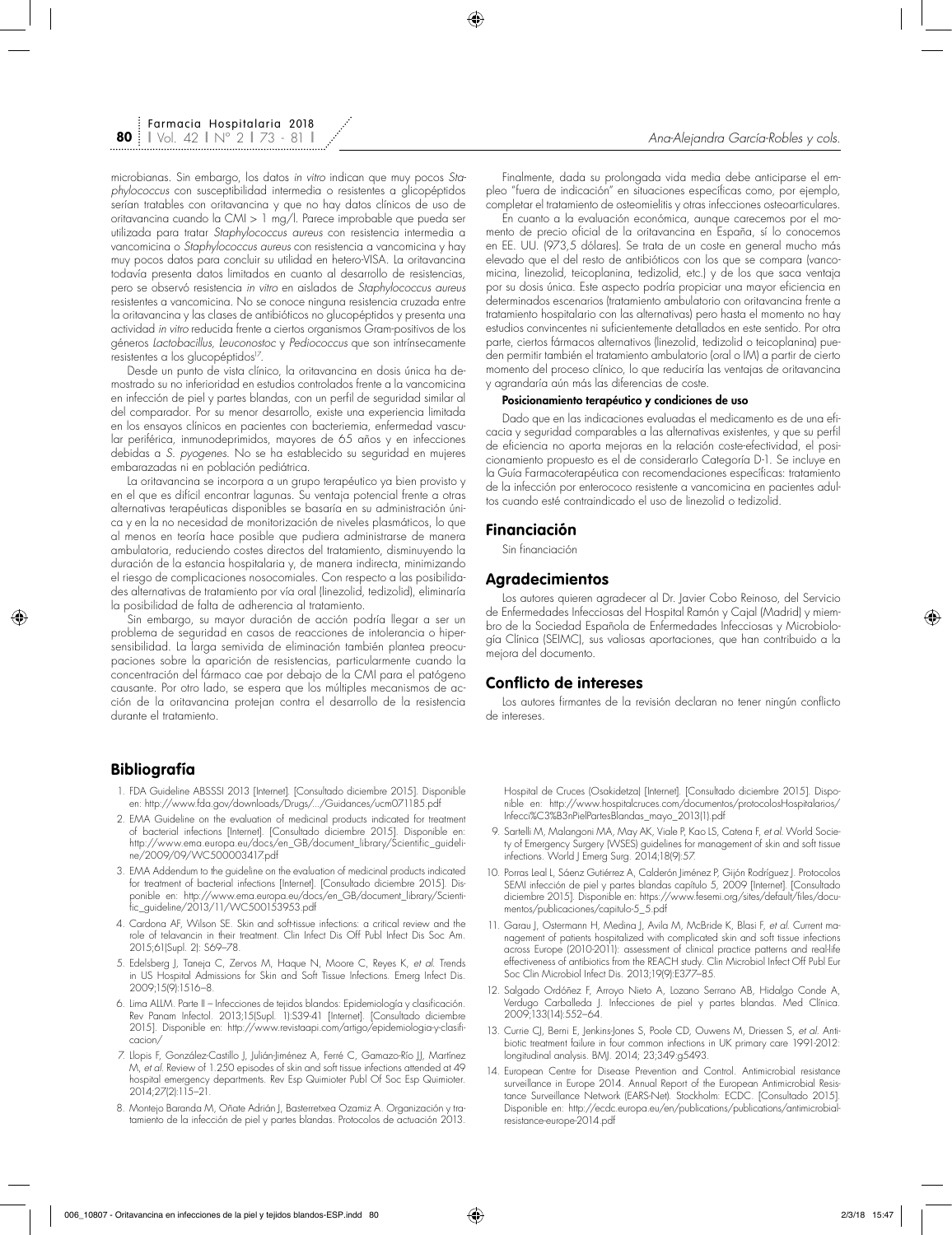microbianas. Sin embargo, los datos *in vitro* indican que muy pocos *Staphylococcus* con susceptibilidad intermedia o resistentes a glicopéptidos serían tratables con oritavancina y que no hay datos clínicos de uso de oritavancina cuando la CMI > 1 mg/l. Parece improbable que pueda ser utilizada para tratar *Staphylococcus aureus* con resistencia intermedia a vancomicina o *Staphylococcus aureus* con resistencia a vancomicina y hay muy pocos datos para concluir su utilidad en hetero-VISA. La oritavancina todavía presenta datos limitados en cuanto al desarrollo de resistencias, pero se observó resistencia *in vitro* en aislados de *Staphylococcus aureus* resistentes a vancomicina. No se conoce ninguna resistencia cruzada entre la oritavancina y las clases de antibióticos no glucopéptidos y presenta una actividad *in vitro* reducida frente a ciertos organismos Gram-positivos de los géneros *Lactobacillus, Leuconostoc* y *Pediococcus* que son intrínsecamente resistentes a los glucopéptidos[17].

Desde un punto de vista clínico, la oritavancina en dosis única ha demostrado su no inferioridad en estudios controlados frente a la vancomicina en infección de piel y partes blandas, con un perfil de seguridad similar al del comparador. Por su menor desarrollo, existe una experiencia limitada en los ensayos clínicos en pacientes con bacteriemia, enfermedad vascular periférica, inmunodeprimidos, mayores de 65 años y en infecciones debidas a *S. pyogenes*. No se ha establecido su seguridad en mujeres embarazadas ni en población pediátrica.

La oritavancina se incorpora a un grupo terapéutico ya bien provisto y en el que es difícil encontrar lagunas. Su ventaja potencial frente a otras alternativas terapéuticas disponibles se basaría en su administración única y en la no necesidad de monitorización de niveles plasmáticos, lo que al menos en teoría hace posible que pudiera administrarse de manera ambulatoria, reduciendo costes directos del tratamiento, disminuyendo la duración de la estancia hospitalaria y, de manera indirecta, minimizando el riesgo de complicaciones nosocomiales. Con respecto a las posibilidades alternativas de tratamiento por vía oral (linezolid, tedizolid), eliminaría la posibilidad de falta de adherencia al tratamiento.

Sin embargo, su mayor duración de acción podría llegar a ser un problema de seguridad en casos de reacciones de intolerancia o hipersensibilidad. La larga semivida de eliminación también plantea preocupaciones sobre la aparición de resistencias, particularmente cuando la concentración del fármaco cae por debajo de la CMI para el patógeno causante. Por otro lado, se espera que los múltiples mecanismos de acción de la oritavancina protejan contra el desarrollo de la resistencia durante el tratamiento.

Finalmente, dada su prolongada vida media debe anticiparse el empleo "fuera de indicación" en situaciones específicas como, por ejemplo, completar el tratamiento de osteomielitis y otras infecciones osteoarticulares.

En cuanto a la evaluación económica, aunque carecemos por el momento de precio oficial de la oritavancina en España, sí lo conocemos en EE. UU. (973,5 dólares). Se trata de un coste en general mucho más elevado que el del resto de antibióticos con los que se compara (vancomicina, linezolid, teicoplanina, tedizolid, etc.) y de los que saca ventaja por su dosis única. Este aspecto podría propiciar una mayor eficiencia en determinados escenarios (tratamiento ambulatorio con oritavancina frente a tratamiento hospitalario con las alternativas) pero hasta el momento no hay estudios convincentes ni suficientemente detallados en este sentido. Por otra parte, ciertos fármacos alternativos (linezolid, tedizolid o teicoplanina) pueden permitir también el tratamiento ambulatorio (oral o IM) a partir de cierto momento del proceso clínico, lo que reduciría las ventajas de oritavancina y agrandaría aún más las diferencias de coste.

#### Posicionamiento terapéutico y condiciones de uso

Dado que en las indicaciones evaluadas el medicamento es de una eficacia y seguridad comparables a las alternativas existentes, y que su perfil de eficiencia no aporta mejoras en la relación coste-efectividad, el posicionamiento propuesto es el de considerarlo Categoría D-1. Se incluye en la Guía Farmacoterapéutica con recomendaciones específicas: tratamiento de la infección por enterococo resistente a vancomicina en pacientes adultos cuando esté contraindicado el uso de linezolid o tedizolid.

## Financiación

Sin financiación

## Agradecimientos

Los autores quieren agradecer al Dr. Javier Cobo Reinoso, del Servicio de Enfermedades Infecciosas del Hospital Ramón y Cajal (Madrid) y miembro de la Sociedad Española de Enfermedades Infecciosas y Microbiología Clínica (SEIMC), sus valiosas aportaciones, que han contribuido a la mejora del documento.

## Conflicto de intereses

Los autores firmantes de la revisión declaran no tener ningún conflicto de intereses.

## Bibliografía

1. FDA Guideline ABSSSI 2013 [Internet]. [Consultado diciembre 2015]. Disponible en: http://www.fda.gov/downloads/Drugs/.../Guidances/ucm071185.pdf
2. EMA Guideline on the evaluation of medicinal products indicated for treatment of bacterial infections [Internet]. [Consultado diciembre 2015]. Disponible en: http://www.ema.europa.eu/docs/en_GB/document_library/Scientific_guideline/2009/09/WC500003417.pdf
3. EMA Addendum to the guideline on the evaluation of medicinal products indicated for treatment of bacterial infections [Internet]. [Consultado diciembre 2015]. Disponible en: http://www.ema.europa.eu/docs/en_GB/document_library/Scientific_guideline/2013/11/WC500153953.pdf
4. Cardona AF, Wilson SE. Skin and soft-tissue infections: a critical review and the role of telavancin in their treatment. Clin Infect Dis Off Publ Infect Dis Soc Am. 2015;61(Supl. 2): S69–78.
5. Edelsberg J, Taneja C, Zervos M, Haque N, Moore C, Reyes K, *et al.* Trends in US Hospital Admissions for Skin and Soft Tissue Infections. Emerg Infect Dis. 2009;15(9):1516–8.
6. Lima ALLM. Parte II – Infecciones de tejidos blandos: Epidemiología y clasificación. Rev Panam Infectol. 2013;15(Supl. 1):S39-41 [Internet]. [Consultado diciembre 2015]. Disponible en: http://www.revistaapi.com/artigo/epidemiologia-y-clasificacion/
7. Llopis F, González-Castillo J, Julián-Jiménez A, Ferré C, Gamazo-Río JJ, Martínez M, *et al.* Review of 1.250 episodes of skin and soft tissue infections attended at 49 hospital emergency departments. Rev Esp Quimioter Publ Of Soc Esp Quimioter. 2014;27(2):115–21.
8. Montejo Baranda M, Oñate Adrián J, Basterretxea Ozamiz A. Organización y tratamiento de la infección de piel y partes blandas. Protocolos de actuación 2013. Hospital de Cruces (Osakidetza) [Internet]. [Consultado diciembre 2015]. Disponible en: http://www.hospitalcruces.com/documentos/protocolosHospitalarios/Infecci%C3%B3nPielPartesBlandas_mayo_2013(1).pdf
9. Sartelli M, Malangoni MA, May AK, Viale P, Kao LS, Catena F, *et al.* World Society of Emergency Surgery (WSES) guidelines for management of skin and soft tissue infections. World J Emerg Surg. 2014;18(9):57.
10. Porras Leal L, Sáenz Gutiérrez A, Calderón Jiménez P, Gijón Rodríguez J. Protocolos SEMI infección de piel y partes blandas capítulo 5, 2009 [Internet]. [Consultado diciembre 2015]. Disponible en: https://www.fesemi.org/sites/default/files/documentos/publicaciones/capitulo-5_5.pdf
11. Garau J, Ostermann H, Medina J, Avila M, McBride K, Blasi F, *et al.* Current management of patients hospitalized with complicated skin and soft tissue infections across Europe (2010-2011): assessment of clinical practice patterns and real-life effectiveness of antibiotics from the REACH study. Clin Microbiol Infect Off Publ Eur Soc Clin Microbiol Infect Dis. 2013;19(9):E377–85.
12. Salgado Ordóñez F, Arroyo Nieto A, Lozano Serrano AB, Hidalgo Conde A, Verdugo Carballeda J. Infecciones de piel y partes blandas. Med Clínica. 2009;133(14):552–64.
13. Currie CJ, Berni E, Jenkins-Jones S, Poole CD, Ouwens M, Driessen S, *et al.* Antibiotic treatment failure in four common infections in UK primary care 1991-2012: longitudinal analysis. BMJ. 2014; 23;349:g5493.
14. European Centre for Disease Prevention and Control. Antimicrobial resistance surveillance in Europe 2014. Annual Report of the European Antimicrobial Resistance Surveillance Network (EARS-Net). Stockholm: ECDC. [Consultado 2015]. Disponible en: http://ecdc.europa.eu/en/publications/publications/antimicrobial-resistance-europe-2014.pdf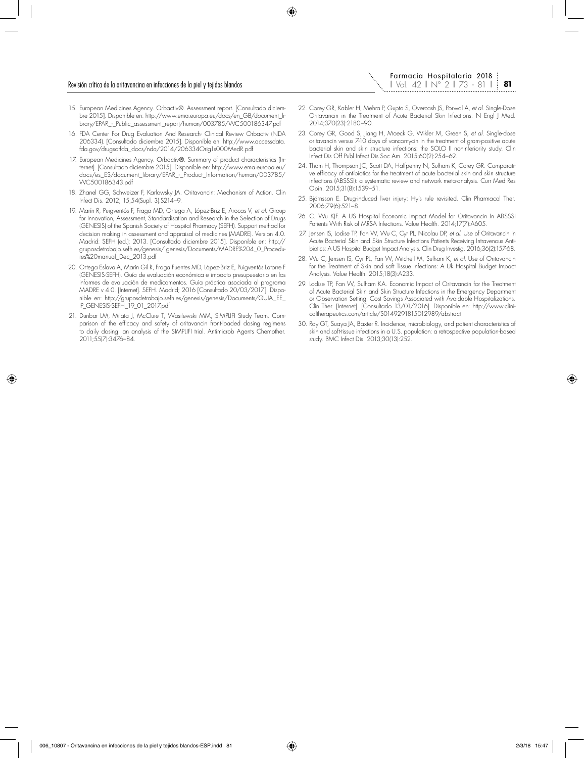15. European Medicines Agency. Orbactiv®. Assessment report. [Consultado diciembre 2015]. Disponible en: http://www.ema.europa.eu/docs/en_GB/document_library/EPAR_-_Public_assessment_report/human/003785/WC500186347.pdf

16. FDA Center For Drug Evaluation And Research- Clinical Review Orbactiv (NDA 206334). [Consultado diciembre 2015]. Disponible en: http://www.accessdata.fda.gov/drugsatfda_docs/nda/2014/206334Orig1s000MedR.pdf

17. European Medicines Agency. Orbactiv®. Summary of product characteristics [Internet]. [Consultado diciembre 2015]. Disponible en: http://www.ema.europa.eu/docs/es_ES/document_library/EPAR_-_Product_Information/human/003785/WC500186343.pdf

18. Zhanel GG, Schweizer F, Karlowsky JA. Oritavancin: Mechanism of Action. Clin Infect Dis. 2012; 15;54(Supl. 3):S214–9.

19. Marín R, Puigventós F, Fraga MD, Ortega A, López-Briz E, Arocas V, *et al*. Group for Innovation, Assessment, Standardisation and Research in the Selection of Drugs (GENESIS) of the Spanish Society of Hospital Pharmacy (SEFH). Support method for decision making in assessment and appraisal of medicines (MADRE). Version 4.0. Madrid: SEFH (ed.); 2013. [Consultado diciembre 2015]. Disponible en: http://gruposdetrabajo.sefh.es/genesis/ genesis/Documents/MADRE%204_0_Procedures%20manual_Dec_2013.pdf

20. Ortega Eslava A, Marín Gil R, Fraga Fuentes MD, López-Briz E, Puigventós Latorre F (GENESIS-SEFH). Guía de evaluación económica e impacto presupuestario en los informes de evaluación de medicamentos. Guía práctica asociada al programa MADRE v 4.0. [Internet]. SEFH. Madrid; 2016 [Consultado 20/03/2017]. Disponible en: http://gruposdetrabajo.sefh.es/genesis/genesis/Documents/GUIA_EE_IP_GENESIS-SEFH_19_01_2017.pdf

21. Dunbar LM, Milata J, McClure T, Wasilewski MM, SIMPLIFI Study Team. Comparison of the efficacy and safety of oritavancin front-loaded dosing regimens to daily dosing: an analysis of the SIMPLIFI trial. Antimicrob Agents Chemother. 2011;55(7):3476–84.

22. Corey GR, Kabler H, Mehra P, Gupta S, Overcash JS, Porwal A, *et al*. Single-Dose Oritavancin in the Treatment of Acute Bacterial Skin Infections. N Engl J Med. 2014;370(23):2180–90.

23. Corey GR, Good S, Jiang H, Moeck G, Wikler M, Green S, *et al*. Single-dose oritavancin versus 7-10 days of vancomycin in the treatment of gram-positive acute bacterial skin and skin structure infections: the SOLO II noninferiority study. Clin Infect Dis Off Publ Infect Dis Soc Am. 2015;60(2):254–62.

24. Thom H, Thompson JC, Scott DA, Halfpenny N, Sulham K, Corey GR. Comparative efficacy of antibiotics for the treatment of acute bacterial skin and skin structure infections (ABSSSI): a systematic review and network meta-analysis. Curr Med Res Opin. 2015;31(8):1539–51.

25. Björnsson E. Drug-induced liver injury: Hy's rule revisited. Clin Pharmacol Ther. 2006;79(6):521–8.

26. C. Wu KJF. A US Hospital Economic Impact Model for Oritavancin In ABSSSI Patients With Risk of MRSA Infections. Value Health. 2014;17(7):A605.

27. Jensen IS, Lodise TP, Fan W, Wu C, Cyr PL, Nicolau DP, *et al*. Use of Oritavancin in Acute Bacterial Skin and Skin Structure Infections Patients Receiving Intravenous Antibiotics: A US Hospital Budget Impact Analysis. Clin Drug Investig. 2016;36(2):157-68.

28. Wu C, Jensen IS, Cyr PL, Fan W, Mitchell M, Sulham K, *et al*. Use of Oritavancin for the Treatment of Skin and soft Tissue Infections: A Uk Hospital Budget Impact Analysis. Value Health. 2015;18(3):A233.

29. Lodise TP, Fan W, Sulham KA. Economic Impact of Oritavancin for the Treatment of Acute Bacterial Skin and Skin Structure Infections in the Emergency Department or Observation Setting: Cost Savings Associated with Avoidable Hospitalizations. Clin Ther. [Internet]. [Consultado 13/01/2016]. Disponible en: http://www.clinicaltherapeutics.com/article/S0149291815012989/abstract

30. Ray GT, Suaya JA, Baxter R. Incidence, microbiology, and patient characteristics of skin and soft-tissue infections in a U.S. population: a retrospective population-based study. BMC Infect Dis. 2013;30(13):252.